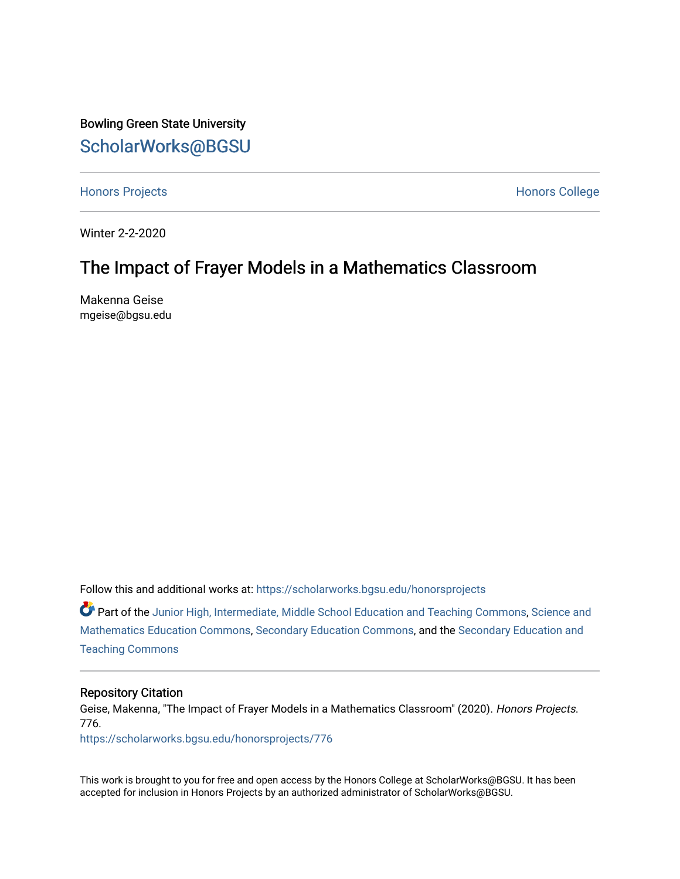Bowling Green State University

# ScholarWorks@BGSU

Honors Projects | Honors College

Winter 2-2-2020

## The Impact of Frayer Models in a Mathematics Classroom

Makenna Geise
mgeise@bgsu.edu

Follow this and additional works at: https://scholarworks.bgsu.edu/honorsprojects

Part of the Junior High, Intermediate, Middle School Education and Teaching Commons, Science and Mathematics Education Commons, Secondary Education Commons, and the Secondary Education and Teaching Commons

### Repository Citation

Geise, Makenna, "The Impact of Frayer Models in a Mathematics Classroom" (2020). *Honors Projects*. 776.
https://scholarworks.bgsu.edu/honorsprojects/776

This work is brought to you for free and open access by the Honors College at ScholarWorks@BGSU. It has been accepted for inclusion in Honors Projects by an authorized administrator of ScholarWorks@BGSU.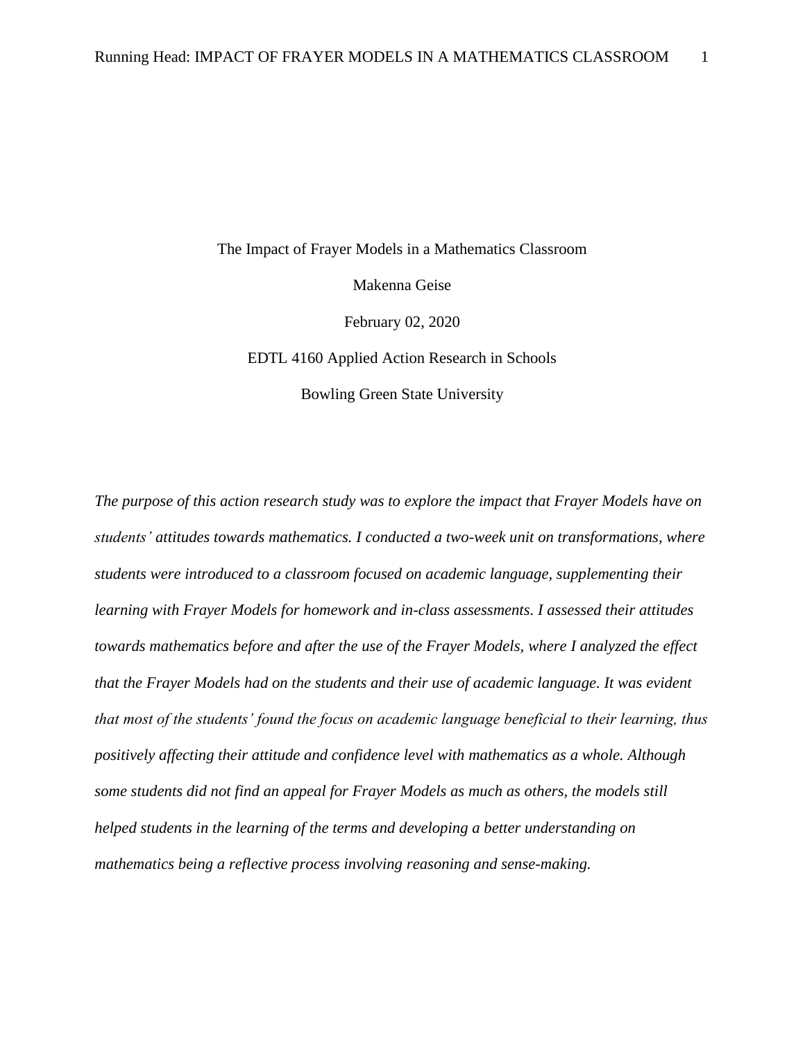The Impact of Frayer Models in a Mathematics Classroom

Makenna Geise

February 02, 2020

EDTL 4160 Applied Action Research in Schools

Bowling Green State University

*The purpose of this action research study was to explore the impact that Frayer Models have on students' attitudes towards mathematics. I conducted a two-week unit on transformations, where students were introduced to a classroom focused on academic language, supplementing their learning with Frayer Models for homework and in-class assessments. I assessed their attitudes towards mathematics before and after the use of the Frayer Models, where I analyzed the effect that the Frayer Models had on the students and their use of academic language. It was evident that most of the students' found the focus on academic language beneficial to their learning, thus positively affecting their attitude and confidence level with mathematics as a whole. Although some students did not find an appeal for Frayer Models as much as others, the models still helped students in the learning of the terms and developing a better understanding on mathematics being a reflective process involving reasoning and sense-making.*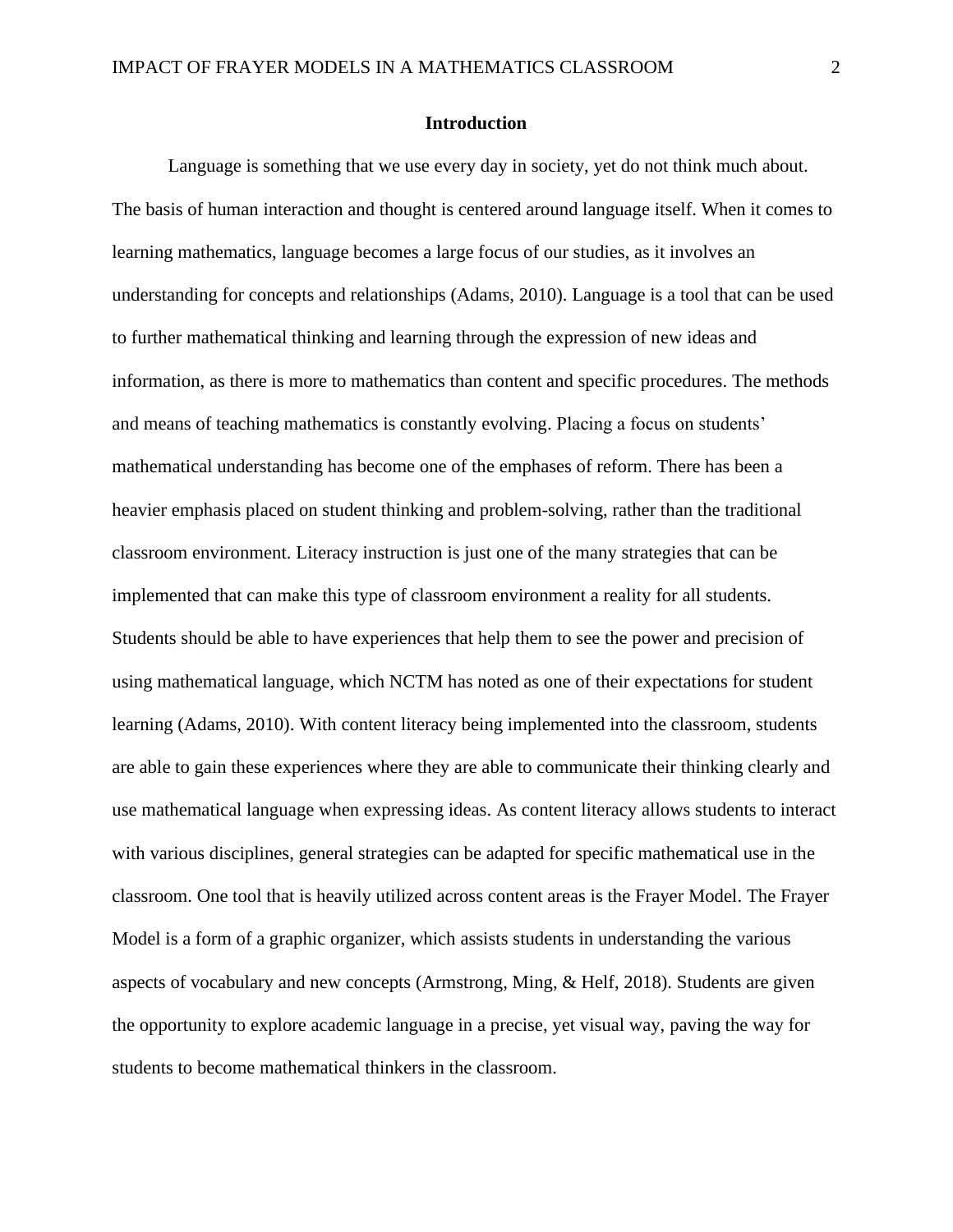## Introduction

Language is something that we use every day in society, yet do not think much about. The basis of human interaction and thought is centered around language itself. When it comes to learning mathematics, language becomes a large focus of our studies, as it involves an understanding for concepts and relationships (Adams, 2010). Language is a tool that can be used to further mathematical thinking and learning through the expression of new ideas and information, as there is more to mathematics than content and specific procedures. The methods and means of teaching mathematics is constantly evolving. Placing a focus on students' mathematical understanding has become one of the emphases of reform. There has been a heavier emphasis placed on student thinking and problem-solving, rather than the traditional classroom environment. Literacy instruction is just one of the many strategies that can be implemented that can make this type of classroom environment a reality for all students. Students should be able to have experiences that help them to see the power and precision of using mathematical language, which NCTM has noted as one of their expectations for student learning (Adams, 2010). With content literacy being implemented into the classroom, students are able to gain these experiences where they are able to communicate their thinking clearly and use mathematical language when expressing ideas. As content literacy allows students to interact with various disciplines, general strategies can be adapted for specific mathematical use in the classroom. One tool that is heavily utilized across content areas is the Frayer Model. The Frayer Model is a form of a graphic organizer, which assists students in understanding the various aspects of vocabulary and new concepts (Armstrong, Ming, & Helf, 2018). Students are given the opportunity to explore academic language in a precise, yet visual way, paving the way for students to become mathematical thinkers in the classroom.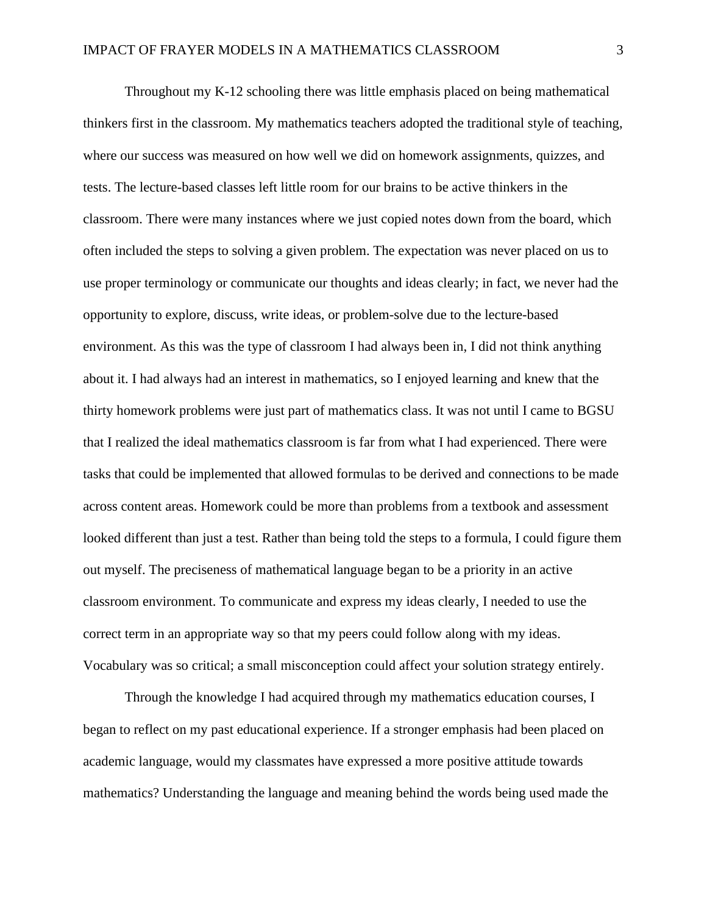Throughout my K-12 schooling there was little emphasis placed on being mathematical thinkers first in the classroom. My mathematics teachers adopted the traditional style of teaching, where our success was measured on how well we did on homework assignments, quizzes, and tests. The lecture-based classes left little room for our brains to be active thinkers in the classroom. There were many instances where we just copied notes down from the board, which often included the steps to solving a given problem. The expectation was never placed on us to use proper terminology or communicate our thoughts and ideas clearly; in fact, we never had the opportunity to explore, discuss, write ideas, or problem-solve due to the lecture-based environment. As this was the type of classroom I had always been in, I did not think anything about it. I had always had an interest in mathematics, so I enjoyed learning and knew that the thirty homework problems were just part of mathematics class. It was not until I came to BGSU that I realized the ideal mathematics classroom is far from what I had experienced. There were tasks that could be implemented that allowed formulas to be derived and connections to be made across content areas. Homework could be more than problems from a textbook and assessment looked different than just a test. Rather than being told the steps to a formula, I could figure them out myself. The preciseness of mathematical language began to be a priority in an active classroom environment. To communicate and express my ideas clearly, I needed to use the correct term in an appropriate way so that my peers could follow along with my ideas. Vocabulary was so critical; a small misconception could affect your solution strategy entirely.

Through the knowledge I had acquired through my mathematics education courses, I began to reflect on my past educational experience. If a stronger emphasis had been placed on academic language, would my classmates have expressed a more positive attitude towards mathematics? Understanding the language and meaning behind the words being used made the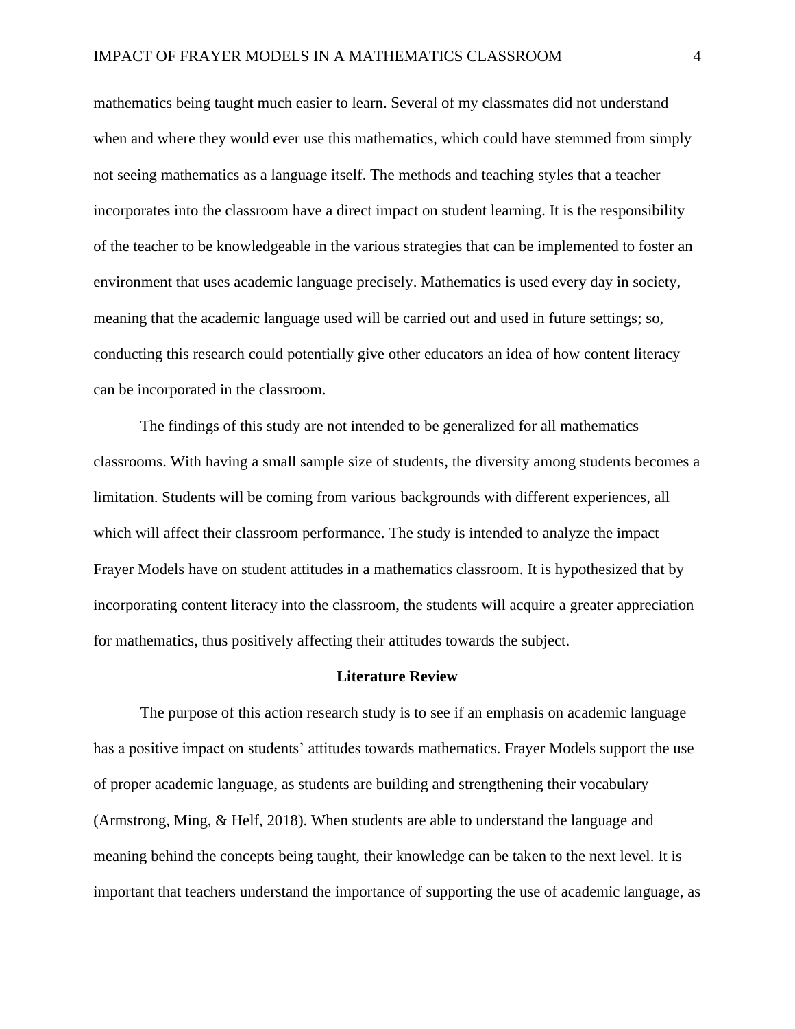mathematics being taught much easier to learn. Several of my classmates did not understand when and where they would ever use this mathematics, which could have stemmed from simply not seeing mathematics as a language itself. The methods and teaching styles that a teacher incorporates into the classroom have a direct impact on student learning. It is the responsibility of the teacher to be knowledgeable in the various strategies that can be implemented to foster an environment that uses academic language precisely. Mathematics is used every day in society, meaning that the academic language used will be carried out and used in future settings; so, conducting this research could potentially give other educators an idea of how content literacy can be incorporated in the classroom.

The findings of this study are not intended to be generalized for all mathematics classrooms. With having a small sample size of students, the diversity among students becomes a limitation. Students will be coming from various backgrounds with different experiences, all which will affect their classroom performance. The study is intended to analyze the impact Frayer Models have on student attitudes in a mathematics classroom. It is hypothesized that by incorporating content literacy into the classroom, the students will acquire a greater appreciation for mathematics, thus positively affecting their attitudes towards the subject.

## Literature Review

The purpose of this action research study is to see if an emphasis on academic language has a positive impact on students' attitudes towards mathematics. Frayer Models support the use of proper academic language, as students are building and strengthening their vocabulary (Armstrong, Ming, & Helf, 2018). When students are able to understand the language and meaning behind the concepts being taught, their knowledge can be taken to the next level. It is important that teachers understand the importance of supporting the use of academic language, as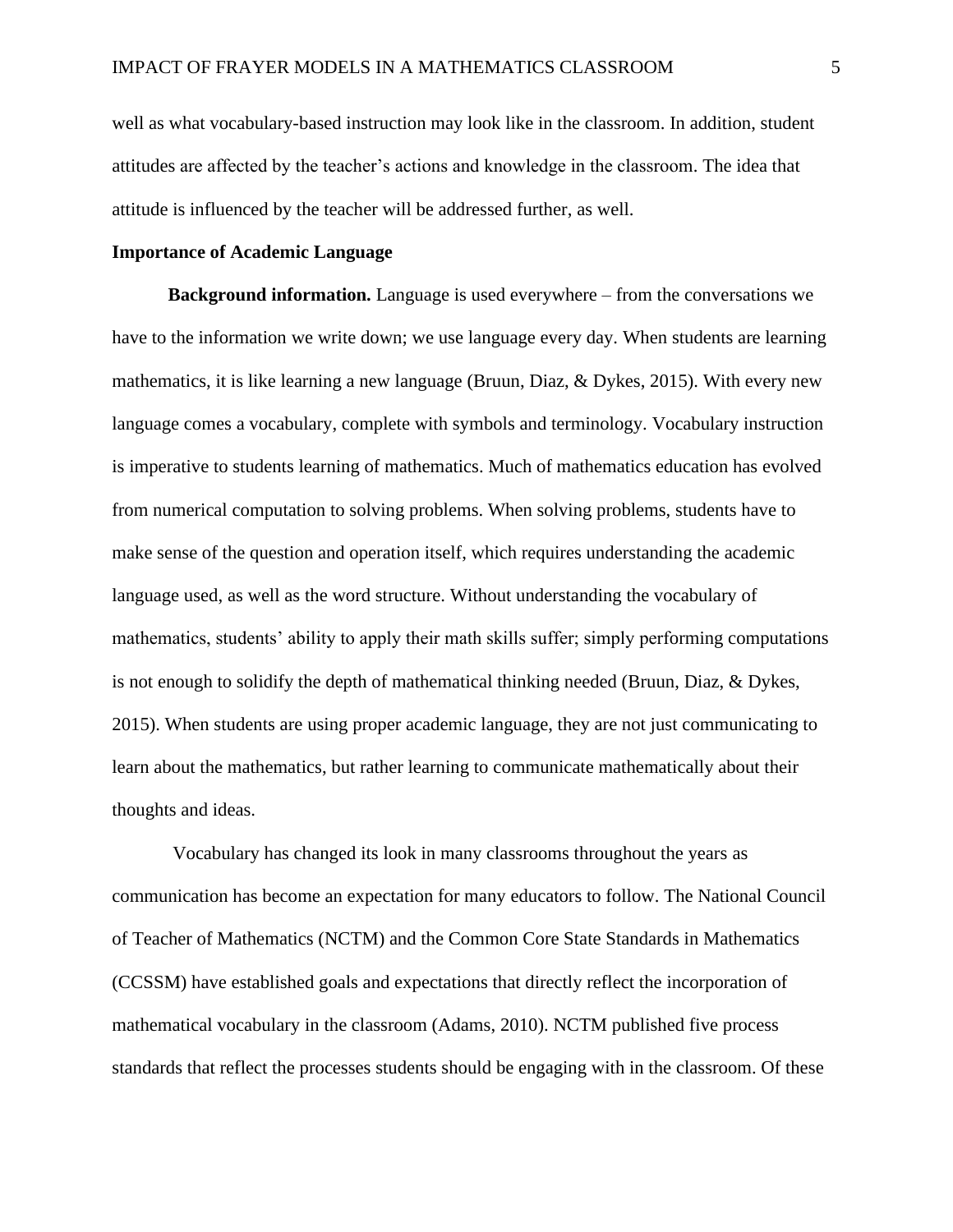well as what vocabulary-based instruction may look like in the classroom. In addition, student attitudes are affected by the teacher's actions and knowledge in the classroom. The idea that attitude is influenced by the teacher will be addressed further, as well.

## Importance of Academic Language

**Background information.** Language is used everywhere – from the conversations we have to the information we write down; we use language every day. When students are learning mathematics, it is like learning a new language (Bruun, Diaz, & Dykes, 2015). With every new language comes a vocabulary, complete with symbols and terminology. Vocabulary instruction is imperative to students learning of mathematics. Much of mathematics education has evolved from numerical computation to solving problems. When solving problems, students have to make sense of the question and operation itself, which requires understanding the academic language used, as well as the word structure. Without understanding the vocabulary of mathematics, students' ability to apply their math skills suffer; simply performing computations is not enough to solidify the depth of mathematical thinking needed (Bruun, Diaz, & Dykes, 2015). When students are using proper academic language, they are not just communicating to learn about the mathematics, but rather learning to communicate mathematically about their thoughts and ideas.

Vocabulary has changed its look in many classrooms throughout the years as communication has become an expectation for many educators to follow. The National Council of Teacher of Mathematics (NCTM) and the Common Core State Standards in Mathematics (CCSSM) have established goals and expectations that directly reflect the incorporation of mathematical vocabulary in the classroom (Adams, 2010). NCTM published five process standards that reflect the processes students should be engaging with in the classroom. Of these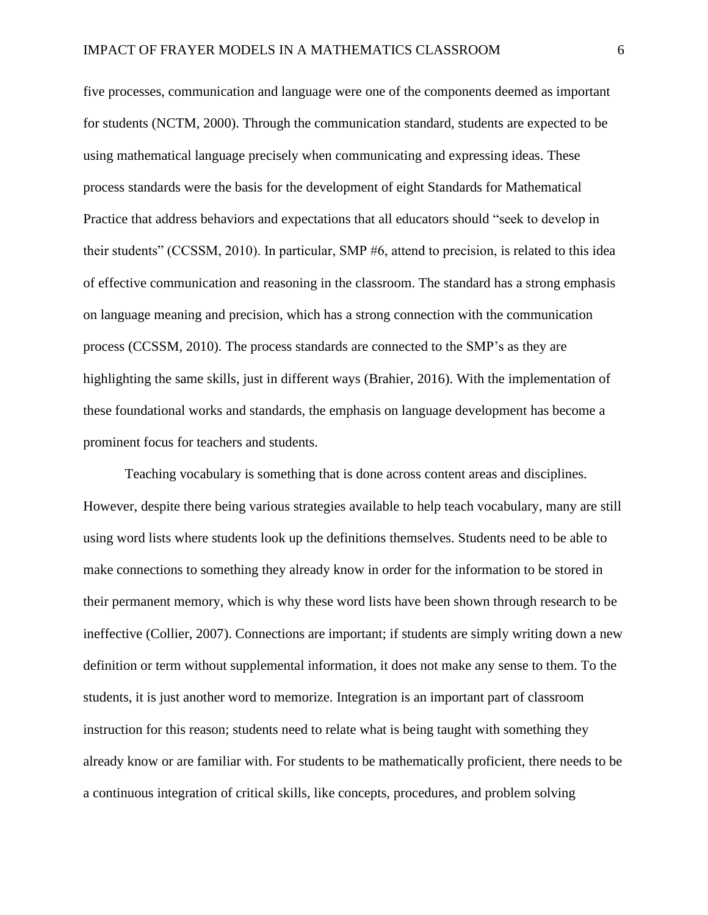five processes, communication and language were one of the components deemed as important for students (NCTM, 2000). Through the communication standard, students are expected to be using mathematical language precisely when communicating and expressing ideas. These process standards were the basis for the development of eight Standards for Mathematical Practice that address behaviors and expectations that all educators should "seek to develop in their students" (CCSSM, 2010). In particular, SMP #6, attend to precision, is related to this idea of effective communication and reasoning in the classroom. The standard has a strong emphasis on language meaning and precision, which has a strong connection with the communication process (CCSSM, 2010). The process standards are connected to the SMP's as they are highlighting the same skills, just in different ways (Brahier, 2016). With the implementation of these foundational works and standards, the emphasis on language development has become a prominent focus for teachers and students.

Teaching vocabulary is something that is done across content areas and disciplines. However, despite there being various strategies available to help teach vocabulary, many are still using word lists where students look up the definitions themselves. Students need to be able to make connections to something they already know in order for the information to be stored in their permanent memory, which is why these word lists have been shown through research to be ineffective (Collier, 2007). Connections are important; if students are simply writing down a new definition or term without supplemental information, it does not make any sense to them. To the students, it is just another word to memorize. Integration is an important part of classroom instruction for this reason; students need to relate what is being taught with something they already know or are familiar with. For students to be mathematically proficient, there needs to be a continuous integration of critical skills, like concepts, procedures, and problem solving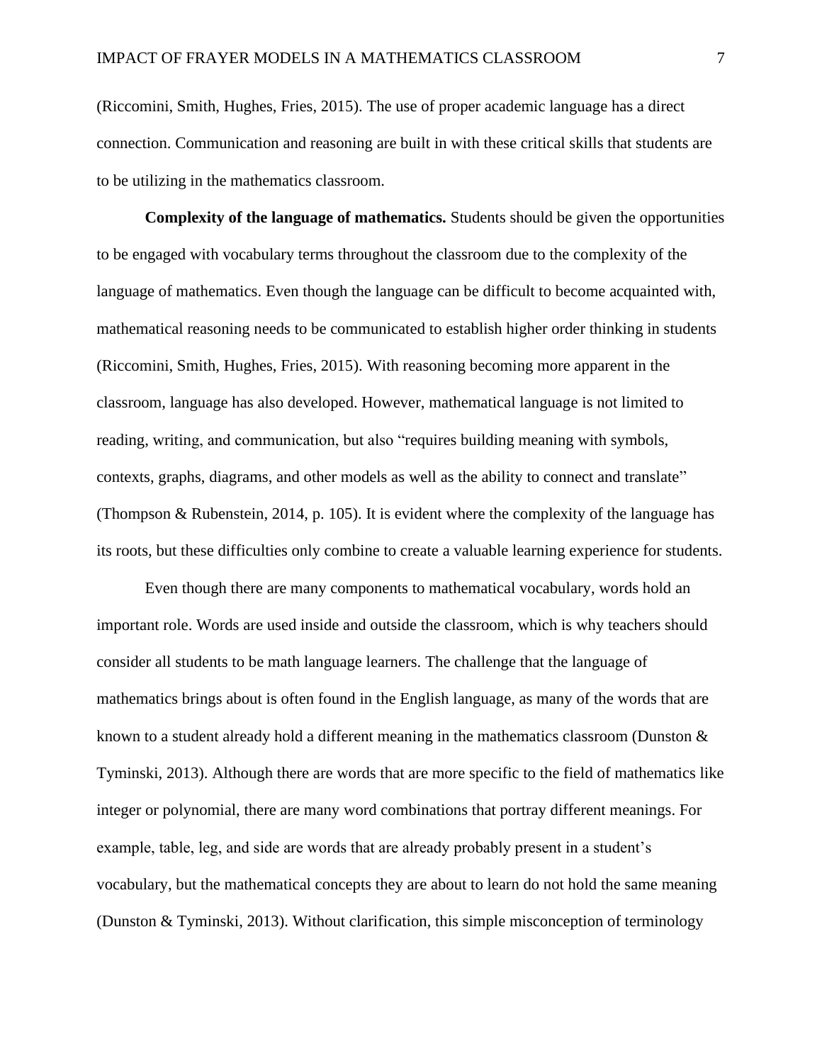(Riccomini, Smith, Hughes, Fries, 2015). The use of proper academic language has a direct connection. Communication and reasoning are built in with these critical skills that students are to be utilizing in the mathematics classroom.

**Complexity of the language of mathematics.** Students should be given the opportunities to be engaged with vocabulary terms throughout the classroom due to the complexity of the language of mathematics. Even though the language can be difficult to become acquainted with, mathematical reasoning needs to be communicated to establish higher order thinking in students (Riccomini, Smith, Hughes, Fries, 2015). With reasoning becoming more apparent in the classroom, language has also developed. However, mathematical language is not limited to reading, writing, and communication, but also "requires building meaning with symbols, contexts, graphs, diagrams, and other models as well as the ability to connect and translate" (Thompson & Rubenstein, 2014, p. 105). It is evident where the complexity of the language has its roots, but these difficulties only combine to create a valuable learning experience for students.

Even though there are many components to mathematical vocabulary, words hold an important role. Words are used inside and outside the classroom, which is why teachers should consider all students to be math language learners. The challenge that the language of mathematics brings about is often found in the English language, as many of the words that are known to a student already hold a different meaning in the mathematics classroom (Dunston & Tyminski, 2013). Although there are words that are more specific to the field of mathematics like integer or polynomial, there are many word combinations that portray different meanings. For example, table, leg, and side are words that are already probably present in a student's vocabulary, but the mathematical concepts they are about to learn do not hold the same meaning (Dunston & Tyminski, 2013). Without clarification, this simple misconception of terminology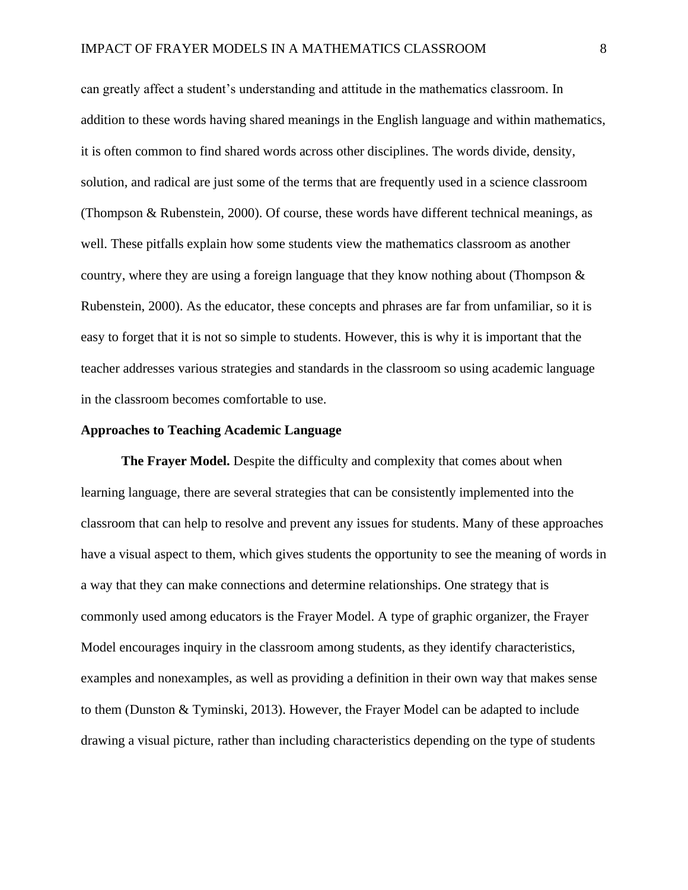can greatly affect a student's understanding and attitude in the mathematics classroom. In addition to these words having shared meanings in the English language and within mathematics, it is often common to find shared words across other disciplines. The words divide, density, solution, and radical are just some of the terms that are frequently used in a science classroom (Thompson & Rubenstein, 2000). Of course, these words have different technical meanings, as well. These pitfalls explain how some students view the mathematics classroom as another country, where they are using a foreign language that they know nothing about (Thompson & Rubenstein, 2000). As the educator, these concepts and phrases are far from unfamiliar, so it is easy to forget that it is not so simple to students. However, this is why it is important that the teacher addresses various strategies and standards in the classroom so using academic language in the classroom becomes comfortable to use.

## Approaches to Teaching Academic Language

**The Frayer Model.** Despite the difficulty and complexity that comes about when learning language, there are several strategies that can be consistently implemented into the classroom that can help to resolve and prevent any issues for students. Many of these approaches have a visual aspect to them, which gives students the opportunity to see the meaning of words in a way that they can make connections and determine relationships. One strategy that is commonly used among educators is the Frayer Model. A type of graphic organizer, the Frayer Model encourages inquiry in the classroom among students, as they identify characteristics, examples and nonexamples, as well as providing a definition in their own way that makes sense to them (Dunston & Tyminski, 2013). However, the Frayer Model can be adapted to include drawing a visual picture, rather than including characteristics depending on the type of students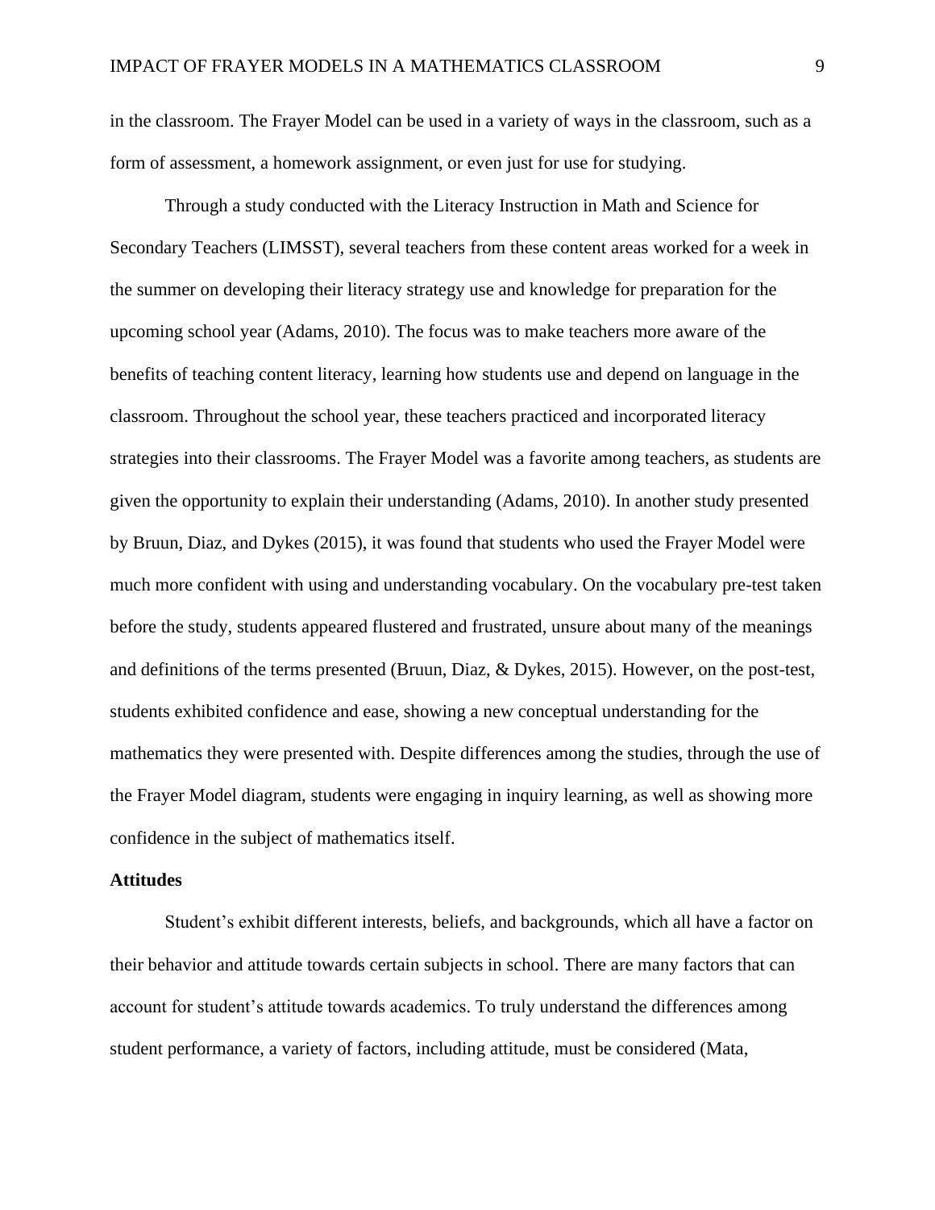in the classroom. The Frayer Model can be used in a variety of ways in the classroom, such as a form of assessment, a homework assignment, or even just for use for studying.

Through a study conducted with the Literacy Instruction in Math and Science for Secondary Teachers (LIMSST), several teachers from these content areas worked for a week in the summer on developing their literacy strategy use and knowledge for preparation for the upcoming school year (Adams, 2010). The focus was to make teachers more aware of the benefits of teaching content literacy, learning how students use and depend on language in the classroom. Throughout the school year, these teachers practiced and incorporated literacy strategies into their classrooms. The Frayer Model was a favorite among teachers, as students are given the opportunity to explain their understanding (Adams, 2010). In another study presented by Bruun, Diaz, and Dykes (2015), it was found that students who used the Frayer Model were much more confident with using and understanding vocabulary. On the vocabulary pre-test taken before the study, students appeared flustered and frustrated, unsure about many of the meanings and definitions of the terms presented (Bruun, Diaz, & Dykes, 2015). However, on the post-test, students exhibited confidence and ease, showing a new conceptual understanding for the mathematics they were presented with. Despite differences among the studies, through the use of the Frayer Model diagram, students were engaging in inquiry learning, as well as showing more confidence in the subject of mathematics itself.

**Attitudes**

Student's exhibit different interests, beliefs, and backgrounds, which all have a factor on their behavior and attitude towards certain subjects in school. There are many factors that can account for student's attitude towards academics. To truly understand the differences among student performance, a variety of factors, including attitude, must be considered (Mata,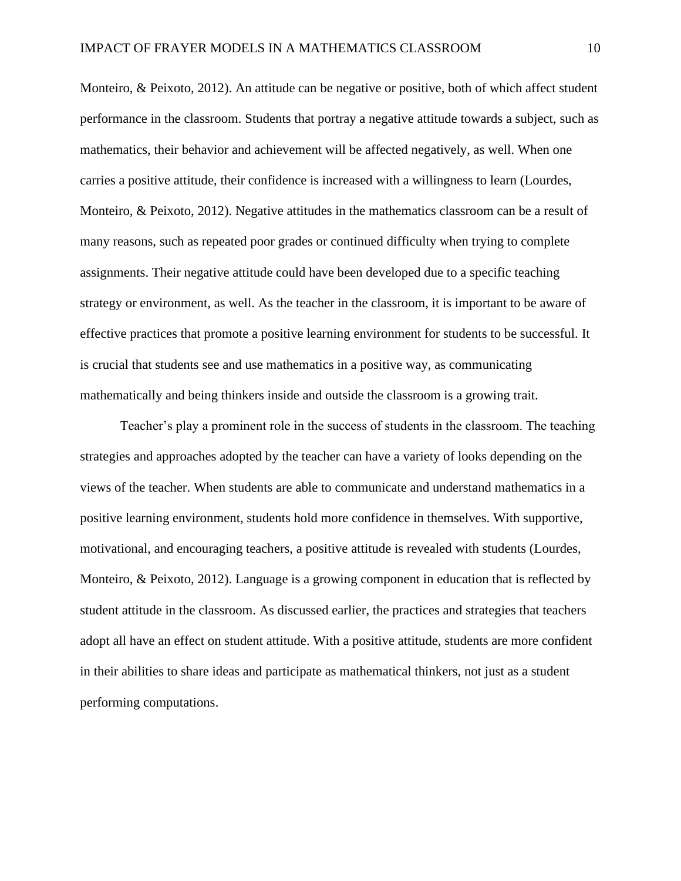Monteiro, & Peixoto, 2012). An attitude can be negative or positive, both of which affect student performance in the classroom. Students that portray a negative attitude towards a subject, such as mathematics, their behavior and achievement will be affected negatively, as well. When one carries a positive attitude, their confidence is increased with a willingness to learn (Lourdes, Monteiro, & Peixoto, 2012). Negative attitudes in the mathematics classroom can be a result of many reasons, such as repeated poor grades or continued difficulty when trying to complete assignments. Their negative attitude could have been developed due to a specific teaching strategy or environment, as well. As the teacher in the classroom, it is important to be aware of effective practices that promote a positive learning environment for students to be successful. It is crucial that students see and use mathematics in a positive way, as communicating mathematically and being thinkers inside and outside the classroom is a growing trait.

Teacher's play a prominent role in the success of students in the classroom. The teaching strategies and approaches adopted by the teacher can have a variety of looks depending on the views of the teacher. When students are able to communicate and understand mathematics in a positive learning environment, students hold more confidence in themselves. With supportive, motivational, and encouraging teachers, a positive attitude is revealed with students (Lourdes, Monteiro, & Peixoto, 2012). Language is a growing component in education that is reflected by student attitude in the classroom. As discussed earlier, the practices and strategies that teachers adopt all have an effect on student attitude. With a positive attitude, students are more confident in their abilities to share ideas and participate as mathematical thinkers, not just as a student performing computations.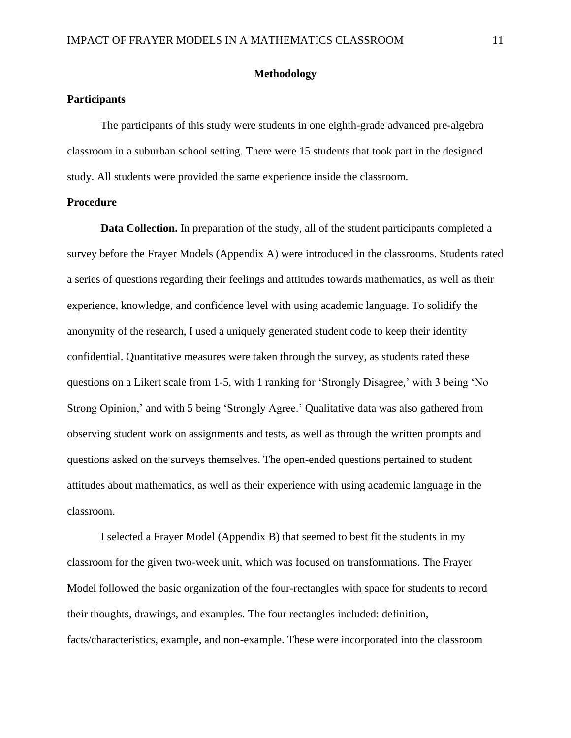# Methodology

## Participants

The participants of this study were students in one eighth-grade advanced pre-algebra classroom in a suburban school setting. There were 15 students that took part in the designed study. All students were provided the same experience inside the classroom.

## Procedure

**Data Collection.** In preparation of the study, all of the student participants completed a survey before the Frayer Models (Appendix A) were introduced in the classrooms. Students rated a series of questions regarding their feelings and attitudes towards mathematics, as well as their experience, knowledge, and confidence level with using academic language. To solidify the anonymity of the research, I used a uniquely generated student code to keep their identity confidential. Quantitative measures were taken through the survey, as students rated these questions on a Likert scale from 1-5, with 1 ranking for 'Strongly Disagree,' with 3 being 'No Strong Opinion,' and with 5 being 'Strongly Agree.' Qualitative data was also gathered from observing student work on assignments and tests, as well as through the written prompts and questions asked on the surveys themselves. The open-ended questions pertained to student attitudes about mathematics, as well as their experience with using academic language in the classroom.

I selected a Frayer Model (Appendix B) that seemed to best fit the students in my classroom for the given two-week unit, which was focused on transformations. The Frayer Model followed the basic organization of the four-rectangles with space for students to record their thoughts, drawings, and examples. The four rectangles included: definition, facts/characteristics, example, and non-example. These were incorporated into the classroom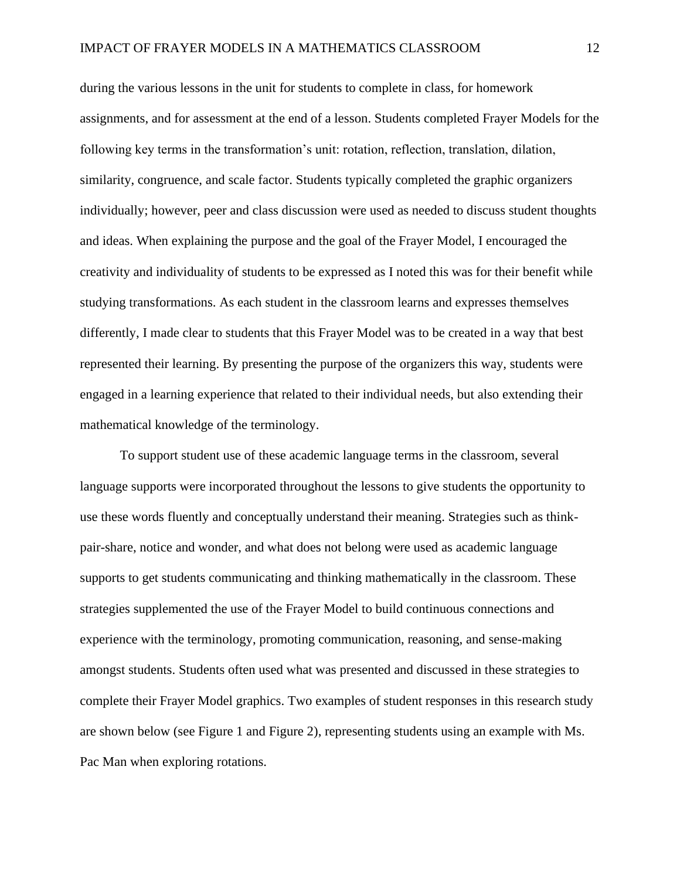during the various lessons in the unit for students to complete in class, for homework assignments, and for assessment at the end of a lesson. Students completed Frayer Models for the following key terms in the transformation's unit: rotation, reflection, translation, dilation, similarity, congruence, and scale factor. Students typically completed the graphic organizers individually; however, peer and class discussion were used as needed to discuss student thoughts and ideas. When explaining the purpose and the goal of the Frayer Model, I encouraged the creativity and individuality of students to be expressed as I noted this was for their benefit while studying transformations. As each student in the classroom learns and expresses themselves differently, I made clear to students that this Frayer Model was to be created in a way that best represented their learning. By presenting the purpose of the organizers this way, students were engaged in a learning experience that related to their individual needs, but also extending their mathematical knowledge of the terminology.

To support student use of these academic language terms in the classroom, several language supports were incorporated throughout the lessons to give students the opportunity to use these words fluently and conceptually understand their meaning. Strategies such as think-pair-share, notice and wonder, and what does not belong were used as academic language supports to get students communicating and thinking mathematically in the classroom. These strategies supplemented the use of the Frayer Model to build continuous connections and experience with the terminology, promoting communication, reasoning, and sense-making amongst students. Students often used what was presented and discussed in these strategies to complete their Frayer Model graphics. Two examples of student responses in this research study are shown below (see Figure 1 and Figure 2), representing students using an example with Ms. Pac Man when exploring rotations.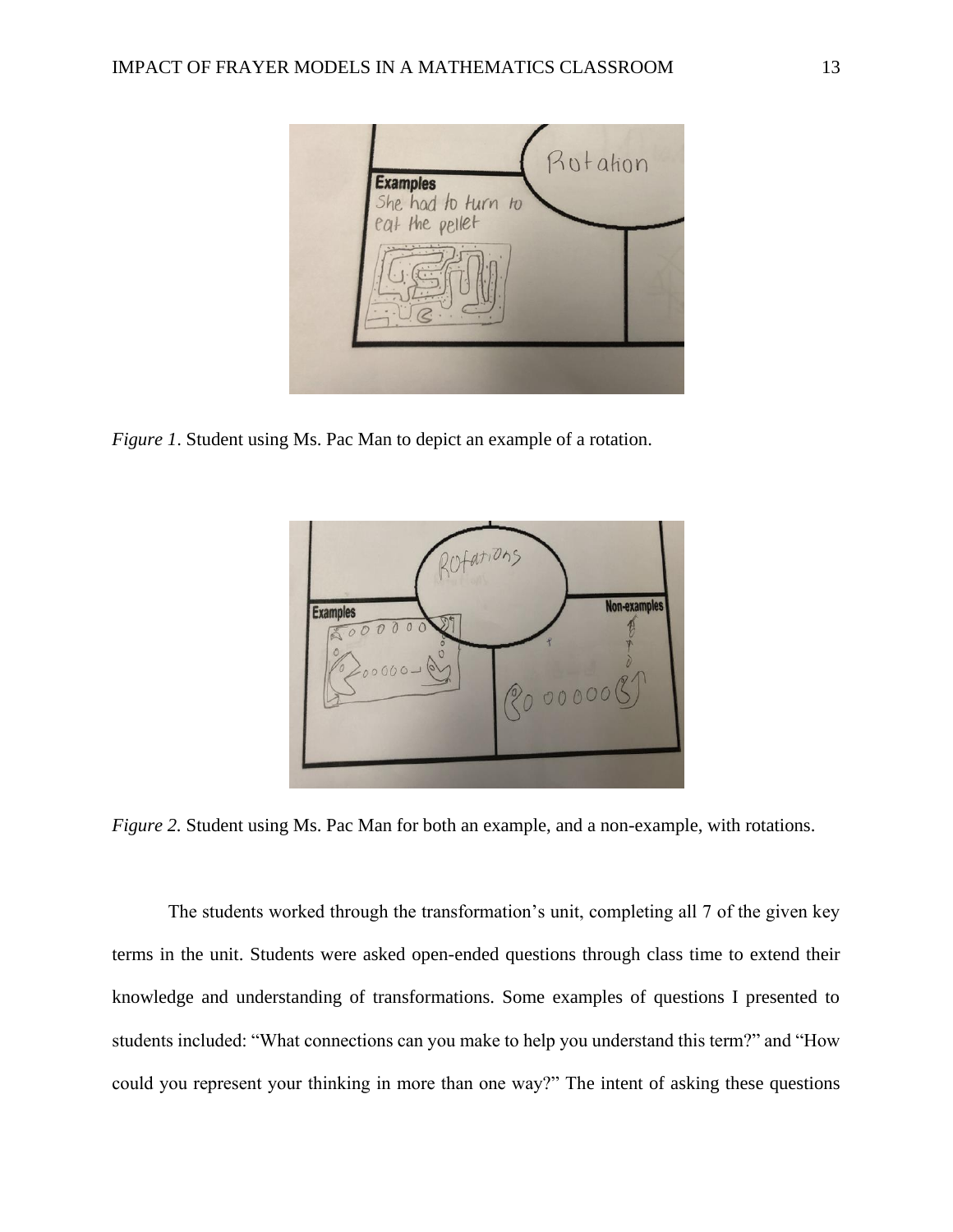*Figure 1*. Student using Ms. Pac Man to depict an example of a rotation.

*Figure 2.* Student using Ms. Pac Man for both an example, and a non-example, with rotations.

The students worked through the transformation's unit, completing all 7 of the given key terms in the unit. Students were asked open-ended questions through class time to extend their knowledge and understanding of transformations. Some examples of questions I presented to students included: "What connections can you make to help you understand this term?" and "How could you represent your thinking in more than one way?" The intent of asking these questions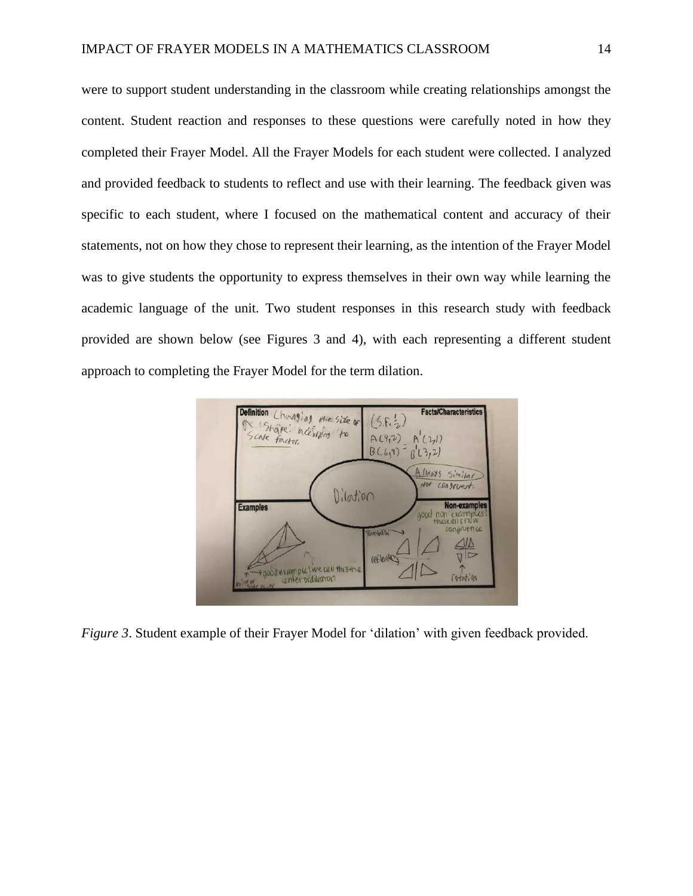were to support student understanding in the classroom while creating relationships amongst the content. Student reaction and responses to these questions were carefully noted in how they completed their Frayer Model. All the Frayer Models for each student were collected. I analyzed and provided feedback to students to reflect and use with their learning. The feedback given was specific to each student, where I focused on the mathematical content and accuracy of their statements, not on how they chose to represent their learning, as the intention of the Frayer Model was to give students the opportunity to express themselves in their own way while learning the academic language of the unit. Two student responses in this research study with feedback provided are shown below (see Figures 3 and 4), with each representing a different student approach to completing the Frayer Model for the term dilation.

*Figure 3*. Student example of their Frayer Model for 'dilation' with given feedback provided.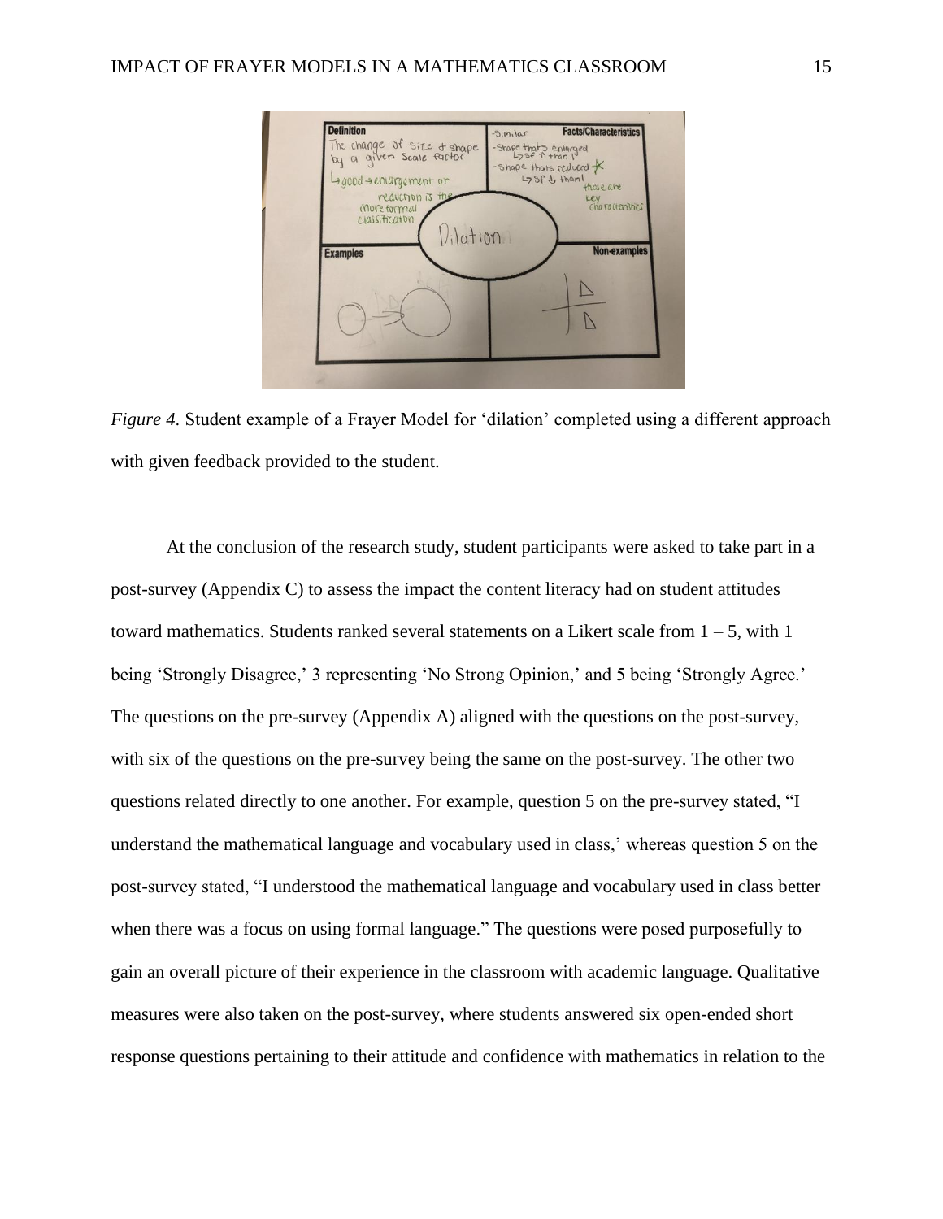*Figure 4*. Student example of a Frayer Model for 'dilation' completed using a different approach with given feedback provided to the student.

At the conclusion of the research study, student participants were asked to take part in a post-survey (Appendix C) to assess the impact the content literacy had on student attitudes toward mathematics. Students ranked several statements on a Likert scale from 1 – 5, with 1 being 'Strongly Disagree,' 3 representing 'No Strong Opinion,' and 5 being 'Strongly Agree.' The questions on the pre-survey (Appendix A) aligned with the questions on the post-survey, with six of the questions on the pre-survey being the same on the post-survey. The other two questions related directly to one another. For example, question 5 on the pre-survey stated, "I understand the mathematical language and vocabulary used in class,' whereas question 5 on the post-survey stated, "I understood the mathematical language and vocabulary used in class better when there was a focus on using formal language." The questions were posed purposefully to gain an overall picture of their experience in the classroom with academic language. Qualitative measures were also taken on the post-survey, where students answered six open-ended short response questions pertaining to their attitude and confidence with mathematics in relation to the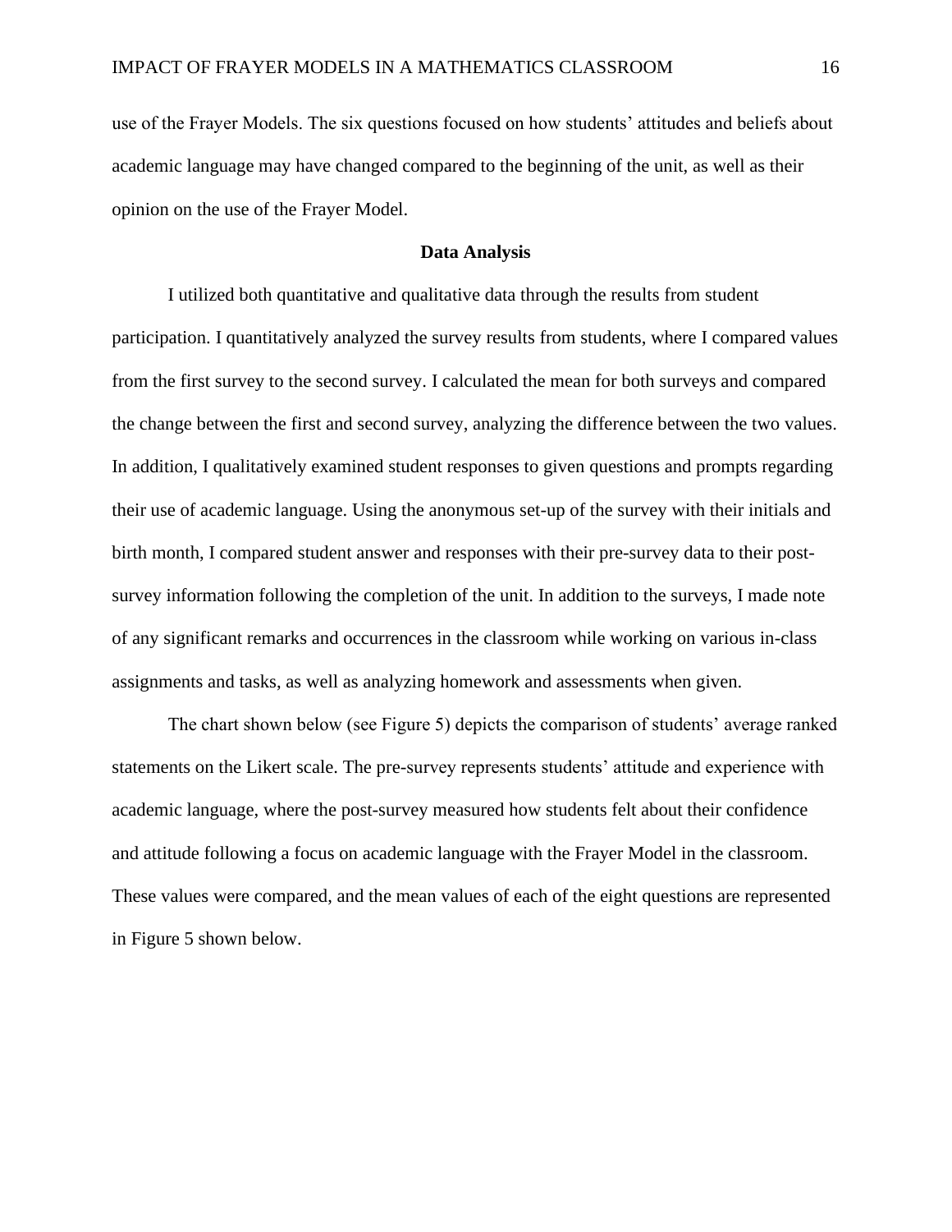use of the Frayer Models. The six questions focused on how students' attitudes and beliefs about academic language may have changed compared to the beginning of the unit, as well as their opinion on the use of the Frayer Model.

## Data Analysis

I utilized both quantitative and qualitative data through the results from student participation. I quantitatively analyzed the survey results from students, where I compared values from the first survey to the second survey. I calculated the mean for both surveys and compared the change between the first and second survey, analyzing the difference between the two values. In addition, I qualitatively examined student responses to given questions and prompts regarding their use of academic language. Using the anonymous set-up of the survey with their initials and birth month, I compared student answer and responses with their pre-survey data to their post-survey information following the completion of the unit. In addition to the surveys, I made note of any significant remarks and occurrences in the classroom while working on various in-class assignments and tasks, as well as analyzing homework and assessments when given.

The chart shown below (see Figure 5) depicts the comparison of students' average ranked statements on the Likert scale. The pre-survey represents students' attitude and experience with academic language, where the post-survey measured how students felt about their confidence and attitude following a focus on academic language with the Frayer Model in the classroom. These values were compared, and the mean values of each of the eight questions are represented in Figure 5 shown below.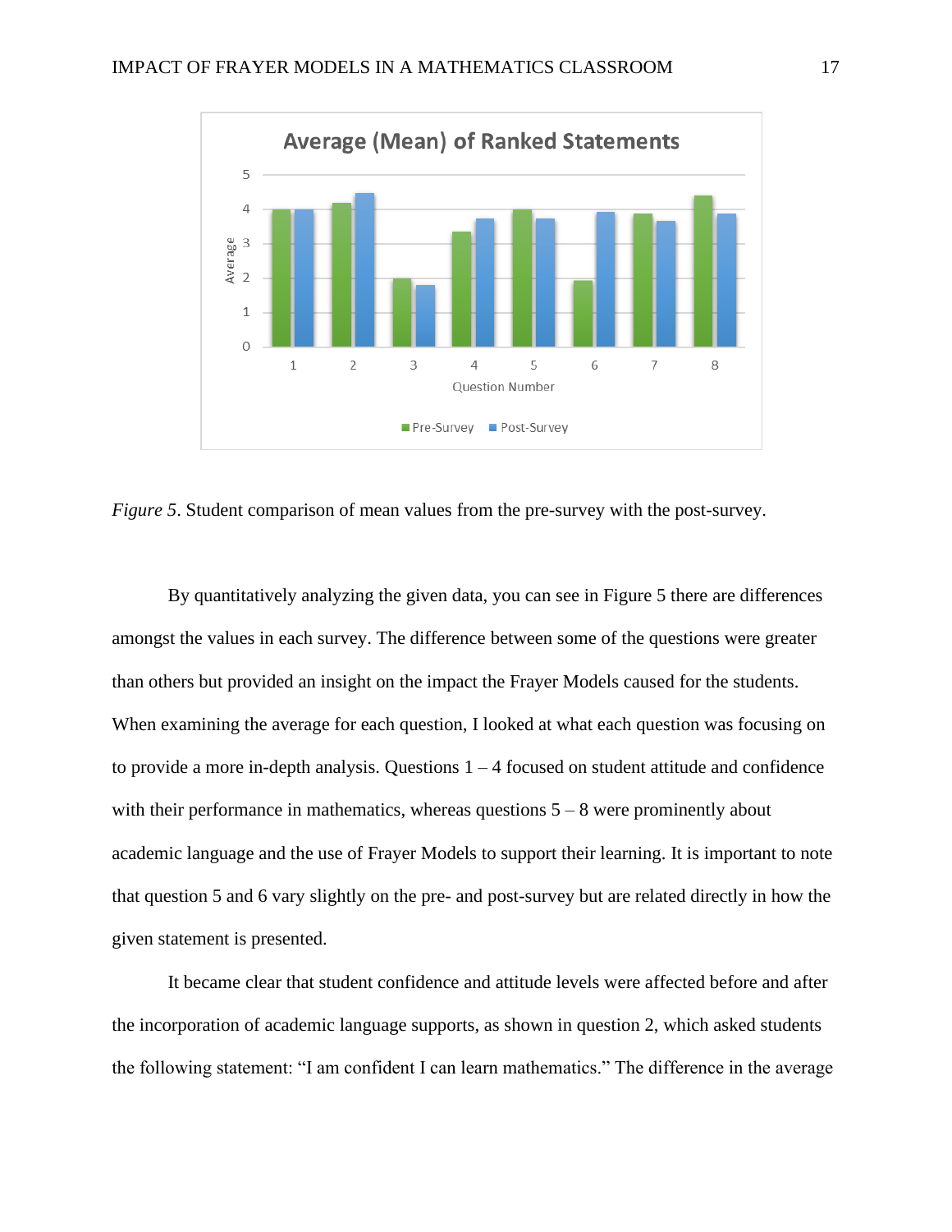*Figure 5*. Student comparison of mean values from the pre-survey with the post-survey.

By quantitatively analyzing the given data, you can see in Figure 5 there are differences amongst the values in each survey. The difference between some of the questions were greater than others but provided an insight on the impact the Frayer Models caused for the students. When examining the average for each question, I looked at what each question was focusing on to provide a more in-depth analysis. Questions 1 – 4 focused on student attitude and confidence with their performance in mathematics, whereas questions 5 – 8 were prominently about academic language and the use of Frayer Models to support their learning. It is important to note that question 5 and 6 vary slightly on the pre- and post-survey but are related directly in how the given statement is presented.

It became clear that student confidence and attitude levels were affected before and after the incorporation of academic language supports, as shown in question 2, which asked students the following statement: "I am confident I can learn mathematics." The difference in the average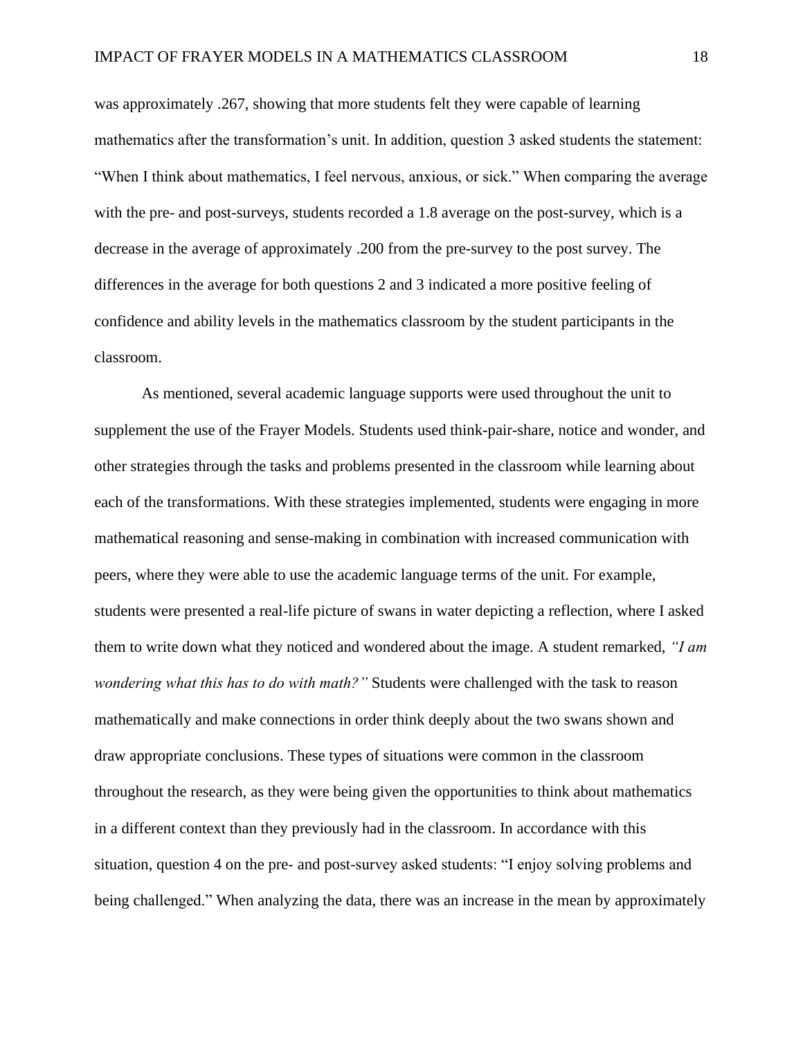was approximately .267, showing that more students felt they were capable of learning mathematics after the transformation's unit. In addition, question 3 asked students the statement: "When I think about mathematics, I feel nervous, anxious, or sick." When comparing the average with the pre- and post-surveys, students recorded a 1.8 average on the post-survey, which is a decrease in the average of approximately .200 from the pre-survey to the post survey. The differences in the average for both questions 2 and 3 indicated a more positive feeling of confidence and ability levels in the mathematics classroom by the student participants in the classroom.

As mentioned, several academic language supports were used throughout the unit to supplement the use of the Frayer Models. Students used think-pair-share, notice and wonder, and other strategies through the tasks and problems presented in the classroom while learning about each of the transformations. With these strategies implemented, students were engaging in more mathematical reasoning and sense-making in combination with increased communication with peers, where they were able to use the academic language terms of the unit. For example, students were presented a real-life picture of swans in water depicting a reflection, where I asked them to write down what they noticed and wondered about the image. A student remarked, *"I am wondering what this has to do with math?"* Students were challenged with the task to reason mathematically and make connections in order think deeply about the two swans shown and draw appropriate conclusions. These types of situations were common in the classroom throughout the research, as they were being given the opportunities to think about mathematics in a different context than they previously had in the classroom. In accordance with this situation, question 4 on the pre- and post-survey asked students: "I enjoy solving problems and being challenged." When analyzing the data, there was an increase in the mean by approximately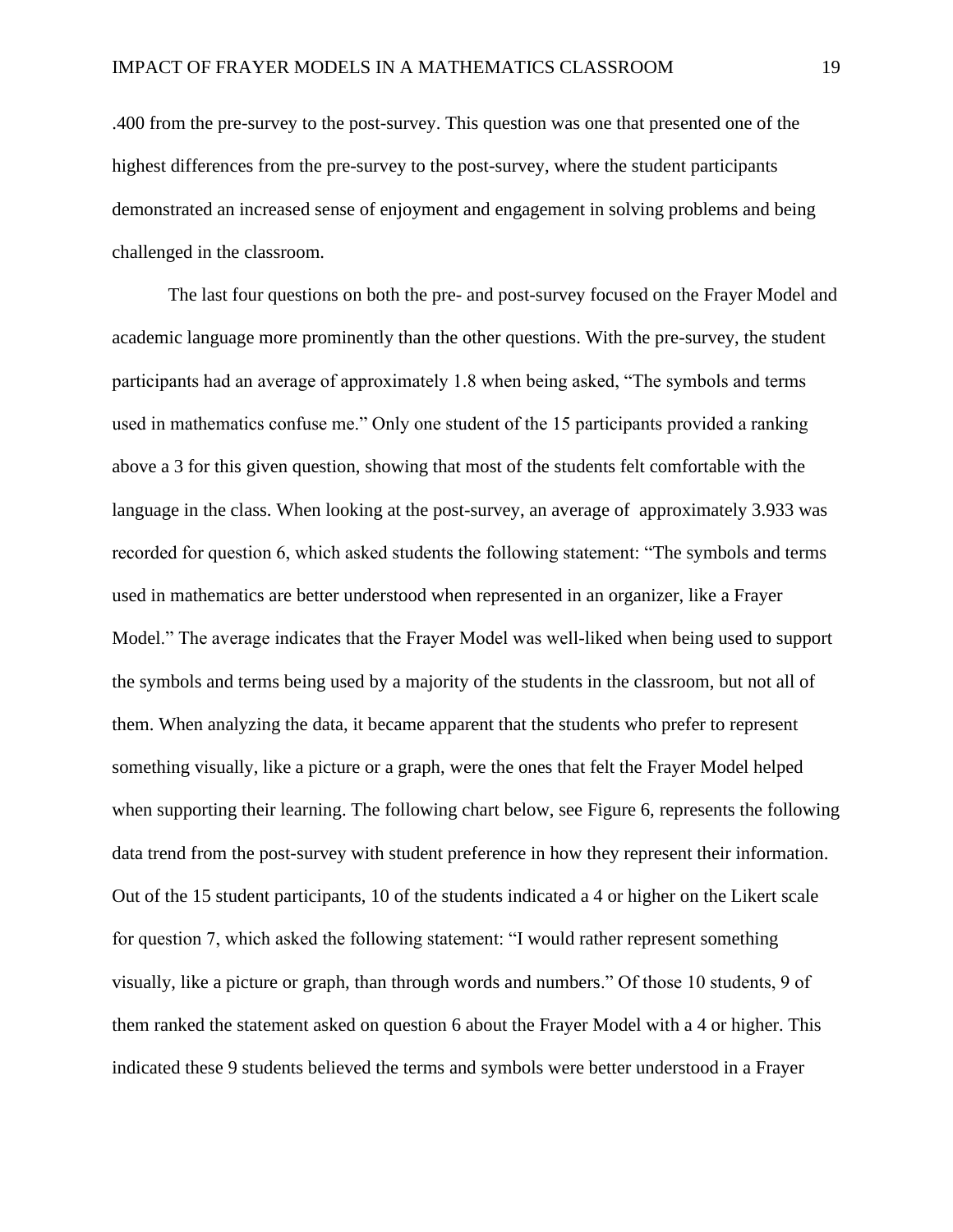.400 from the pre-survey to the post-survey. This question was one that presented one of the highest differences from the pre-survey to the post-survey, where the student participants demonstrated an increased sense of enjoyment and engagement in solving problems and being challenged in the classroom.

The last four questions on both the pre- and post-survey focused on the Frayer Model and academic language more prominently than the other questions. With the pre-survey, the student participants had an average of approximately 1.8 when being asked, "The symbols and terms used in mathematics confuse me." Only one student of the 15 participants provided a ranking above a 3 for this given question, showing that most of the students felt comfortable with the language in the class. When looking at the post-survey, an average of approximately 3.933 was recorded for question 6, which asked students the following statement: "The symbols and terms used in mathematics are better understood when represented in an organizer, like a Frayer Model." The average indicates that the Frayer Model was well-liked when being used to support the symbols and terms being used by a majority of the students in the classroom, but not all of them. When analyzing the data, it became apparent that the students who prefer to represent something visually, like a picture or a graph, were the ones that felt the Frayer Model helped when supporting their learning. The following chart below, see Figure 6, represents the following data trend from the post-survey with student preference in how they represent their information. Out of the 15 student participants, 10 of the students indicated a 4 or higher on the Likert scale for question 7, which asked the following statement: "I would rather represent something visually, like a picture or graph, than through words and numbers." Of those 10 students, 9 of them ranked the statement asked on question 6 about the Frayer Model with a 4 or higher. This indicated these 9 students believed the terms and symbols were better understood in a Frayer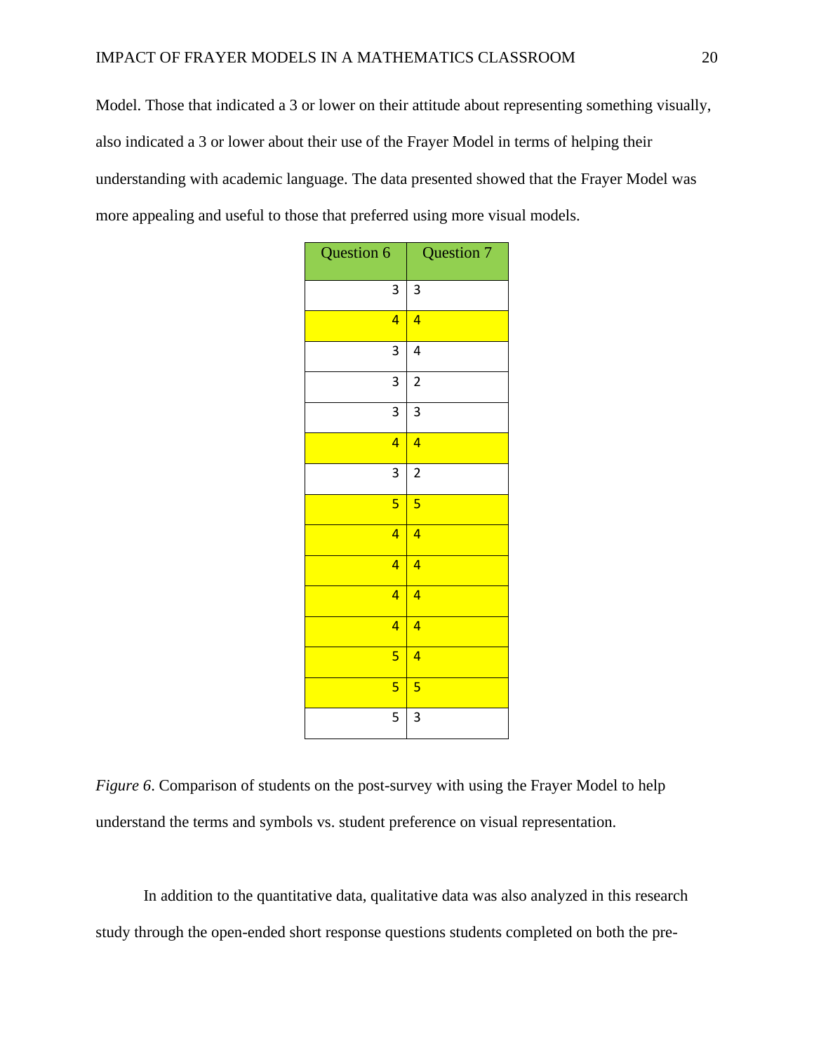Model. Those that indicated a 3 or lower on their attitude about representing something visually, also indicated a 3 or lower about their use of the Frayer Model in terms of helping their understanding with academic language. The data presented showed that the Frayer Model was more appealing and useful to those that preferred using more visual models.

| Question 6 | Question 7 |
|---|---|
| 3 | 3 |
| 4 | 4 |
| 3 | 4 |
| 3 | 2 |
| 3 | 3 |
| 4 | 4 |
| 3 | 2 |
| 5 | 5 |
| 4 | 4 |
| 4 | 4 |
| 4 | 4 |
| 4 | 4 |
| 5 | 4 |
| 5 | 5 |
| 5 | 3 |

*Figure 6*. Comparison of students on the post-survey with using the Frayer Model to help understand the terms and symbols vs. student preference on visual representation.

In addition to the quantitative data, qualitative data was also analyzed in this research study through the open-ended short response questions students completed on both the pre-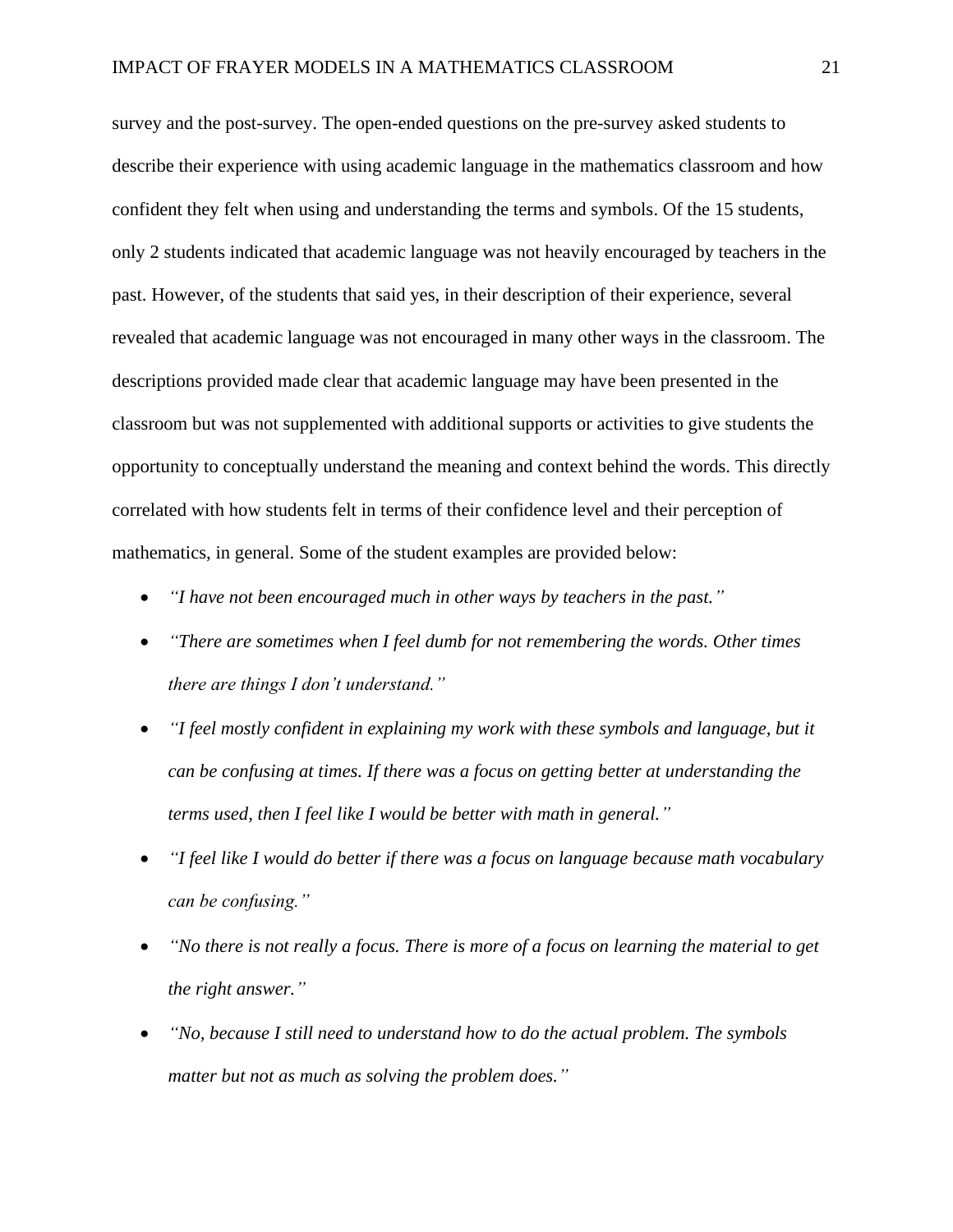survey and the post-survey. The open-ended questions on the pre-survey asked students to describe their experience with using academic language in the mathematics classroom and how confident they felt when using and understanding the terms and symbols. Of the 15 students, only 2 students indicated that academic language was not heavily encouraged by teachers in the past. However, of the students that said yes, in their description of their experience, several revealed that academic language was not encouraged in many other ways in the classroom. The descriptions provided made clear that academic language may have been presented in the classroom but was not supplemented with additional supports or activities to give students the opportunity to conceptually understand the meaning and context behind the words. This directly correlated with how students felt in terms of their confidence level and their perception of mathematics, in general. Some of the student examples are provided below:

- *"I have not been encouraged much in other ways by teachers in the past."*
- *"There are sometimes when I feel dumb for not remembering the words. Other times there are things I don't understand."*
- *"I feel mostly confident in explaining my work with these symbols and language, but it can be confusing at times. If there was a focus on getting better at understanding the terms used, then I feel like I would be better with math in general."*
- *"I feel like I would do better if there was a focus on language because math vocabulary can be confusing."*
- *"No there is not really a focus. There is more of a focus on learning the material to get the right answer."*
- *"No, because I still need to understand how to do the actual problem. The symbols matter but not as much as solving the problem does."*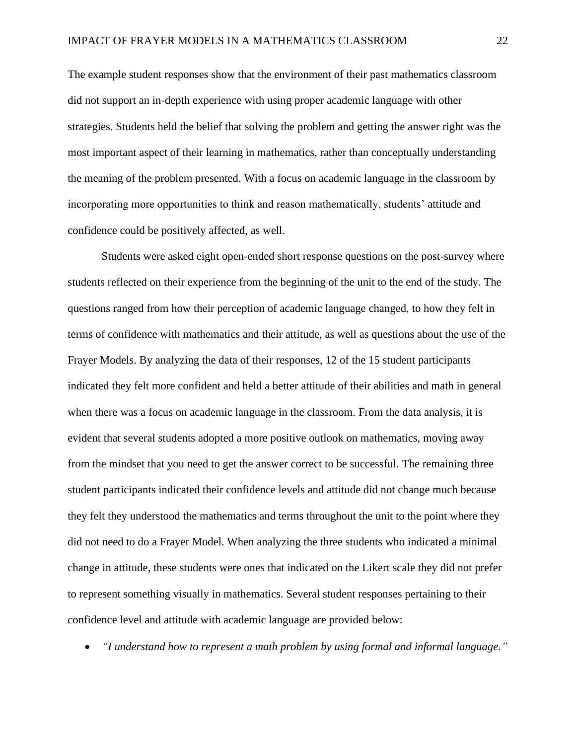The example student responses show that the environment of their past mathematics classroom did not support an in-depth experience with using proper academic language with other strategies. Students held the belief that solving the problem and getting the answer right was the most important aspect of their learning in mathematics, rather than conceptually understanding the meaning of the problem presented. With a focus on academic language in the classroom by incorporating more opportunities to think and reason mathematically, students' attitude and confidence could be positively affected, as well.

Students were asked eight open-ended short response questions on the post-survey where students reflected on their experience from the beginning of the unit to the end of the study. The questions ranged from how their perception of academic language changed, to how they felt in terms of confidence with mathematics and their attitude, as well as questions about the use of the Frayer Models. By analyzing the data of their responses, 12 of the 15 student participants indicated they felt more confident and held a better attitude of their abilities and math in general when there was a focus on academic language in the classroom. From the data analysis, it is evident that several students adopted a more positive outlook on mathematics, moving away from the mindset that you need to get the answer correct to be successful. The remaining three student participants indicated their confidence levels and attitude did not change much because they felt they understood the mathematics and terms throughout the unit to the point where they did not need to do a Frayer Model. When analyzing the three students who indicated a minimal change in attitude, these students were ones that indicated on the Likert scale they did not prefer to represent something visually in mathematics. Several student responses pertaining to their confidence level and attitude with academic language are provided below:

- *"I understand how to represent a math problem by using formal and informal language."*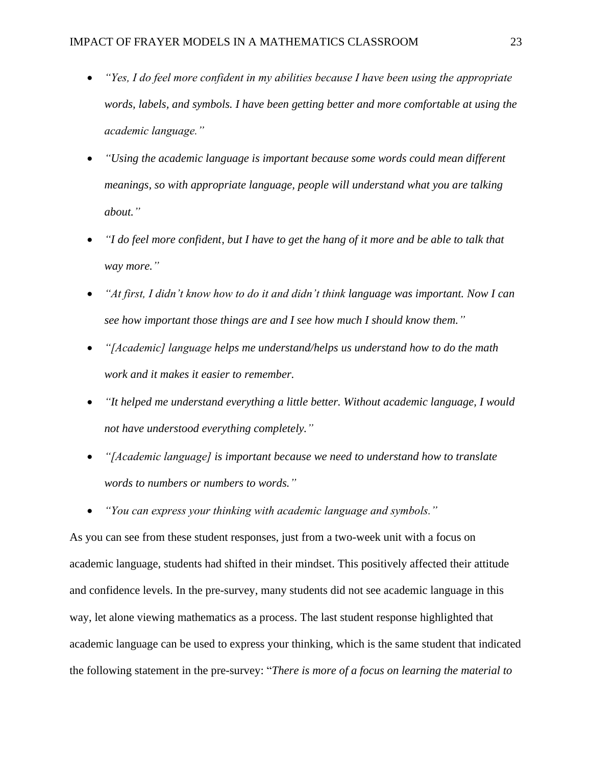- *"Yes, I do feel more confident in my abilities because I have been using the appropriate words, labels, and symbols. I have been getting better and more comfortable at using the academic language."*
- *"Using the academic language is important because some words could mean different meanings, so with appropriate language, people will understand what you are talking about."*
- *"I do feel more confident, but I have to get the hang of it more and be able to talk that way more."*
- *"At first, I didn't know how to do it and didn't think language was important. Now I can see how important those things are and I see how much I should know them."*
- *"[Academic] language helps me understand/helps us understand how to do the math work and it makes it easier to remember.*
- *"It helped me understand everything a little better. Without academic language, I would not have understood everything completely."*
- *"[Academic language] is important because we need to understand how to translate words to numbers or numbers to words."*
- *"You can express your thinking with academic language and symbols."*

As you can see from these student responses, just from a two-week unit with a focus on academic language, students had shifted in their mindset. This positively affected their attitude and confidence levels. In the pre-survey, many students did not see academic language in this way, let alone viewing mathematics as a process. The last student response highlighted that academic language can be used to express your thinking, which is the same student that indicated the following statement in the pre-survey: "*There is more of a focus on learning the material to*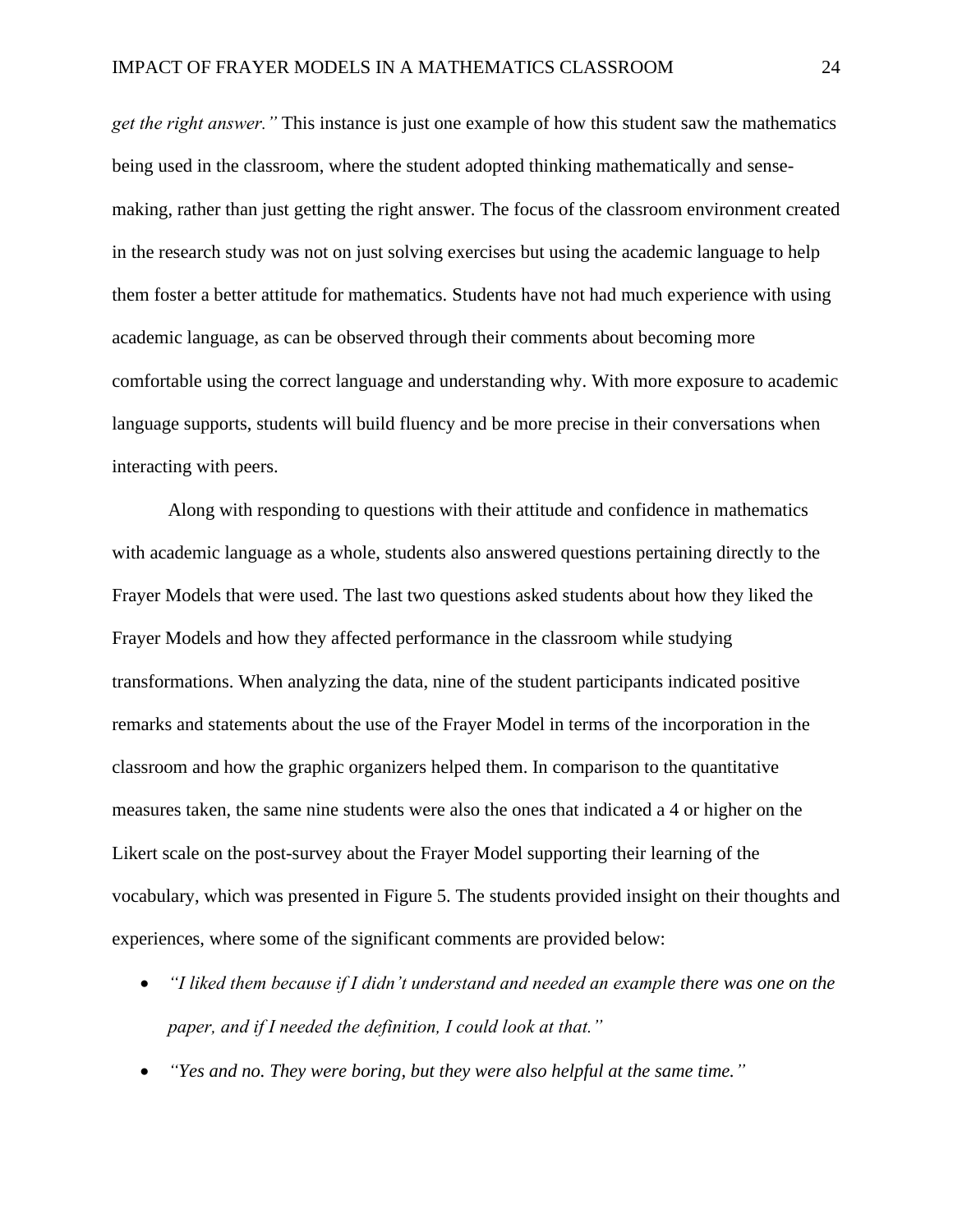*get the right answer."* This instance is just one example of how this student saw the mathematics being used in the classroom, where the student adopted thinking mathematically and sense-making, rather than just getting the right answer. The focus of the classroom environment created in the research study was not on just solving exercises but using the academic language to help them foster a better attitude for mathematics. Students have not had much experience with using academic language, as can be observed through their comments about becoming more comfortable using the correct language and understanding why. With more exposure to academic language supports, students will build fluency and be more precise in their conversations when interacting with peers.

Along with responding to questions with their attitude and confidence in mathematics with academic language as a whole, students also answered questions pertaining directly to the Frayer Models that were used. The last two questions asked students about how they liked the Frayer Models and how they affected performance in the classroom while studying transformations. When analyzing the data, nine of the student participants indicated positive remarks and statements about the use of the Frayer Model in terms of the incorporation in the classroom and how the graphic organizers helped them. In comparison to the quantitative measures taken, the same nine students were also the ones that indicated a 4 or higher on the Likert scale on the post-survey about the Frayer Model supporting their learning of the vocabulary, which was presented in Figure 5. The students provided insight on their thoughts and experiences, where some of the significant comments are provided below:

- *"I liked them because if I didn't understand and needed an example there was one on the paper, and if I needed the definition, I could look at that."*
- *"Yes and no. They were boring, but they were also helpful at the same time."*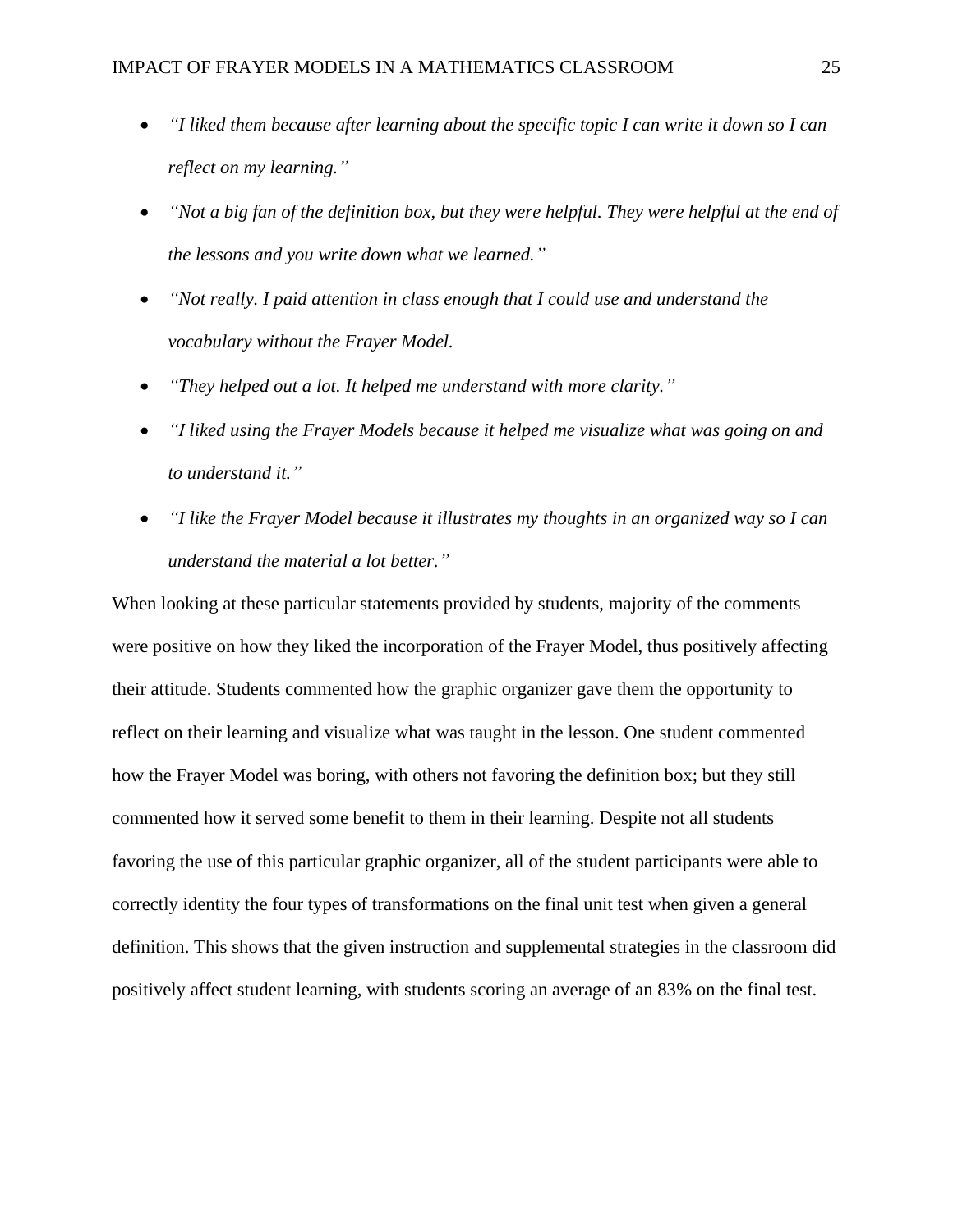- *"I liked them because after learning about the specific topic I can write it down so I can reflect on my learning."*
- *"Not a big fan of the definition box, but they were helpful. They were helpful at the end of the lessons and you write down what we learned."*
- *"Not really. I paid attention in class enough that I could use and understand the vocabulary without the Frayer Model.*
- *"They helped out a lot. It helped me understand with more clarity."*
- *"I liked using the Frayer Models because it helped me visualize what was going on and to understand it."*
- *"I like the Frayer Model because it illustrates my thoughts in an organized way so I can understand the material a lot better."*

When looking at these particular statements provided by students, majority of the comments were positive on how they liked the incorporation of the Frayer Model, thus positively affecting their attitude. Students commented how the graphic organizer gave them the opportunity to reflect on their learning and visualize what was taught in the lesson. One student commented how the Frayer Model was boring, with others not favoring the definition box; but they still commented how it served some benefit to them in their learning. Despite not all students favoring the use of this particular graphic organizer, all of the student participants were able to correctly identity the four types of transformations on the final unit test when given a general definition. This shows that the given instruction and supplemental strategies in the classroom did positively affect student learning, with students scoring an average of an 83% on the final test.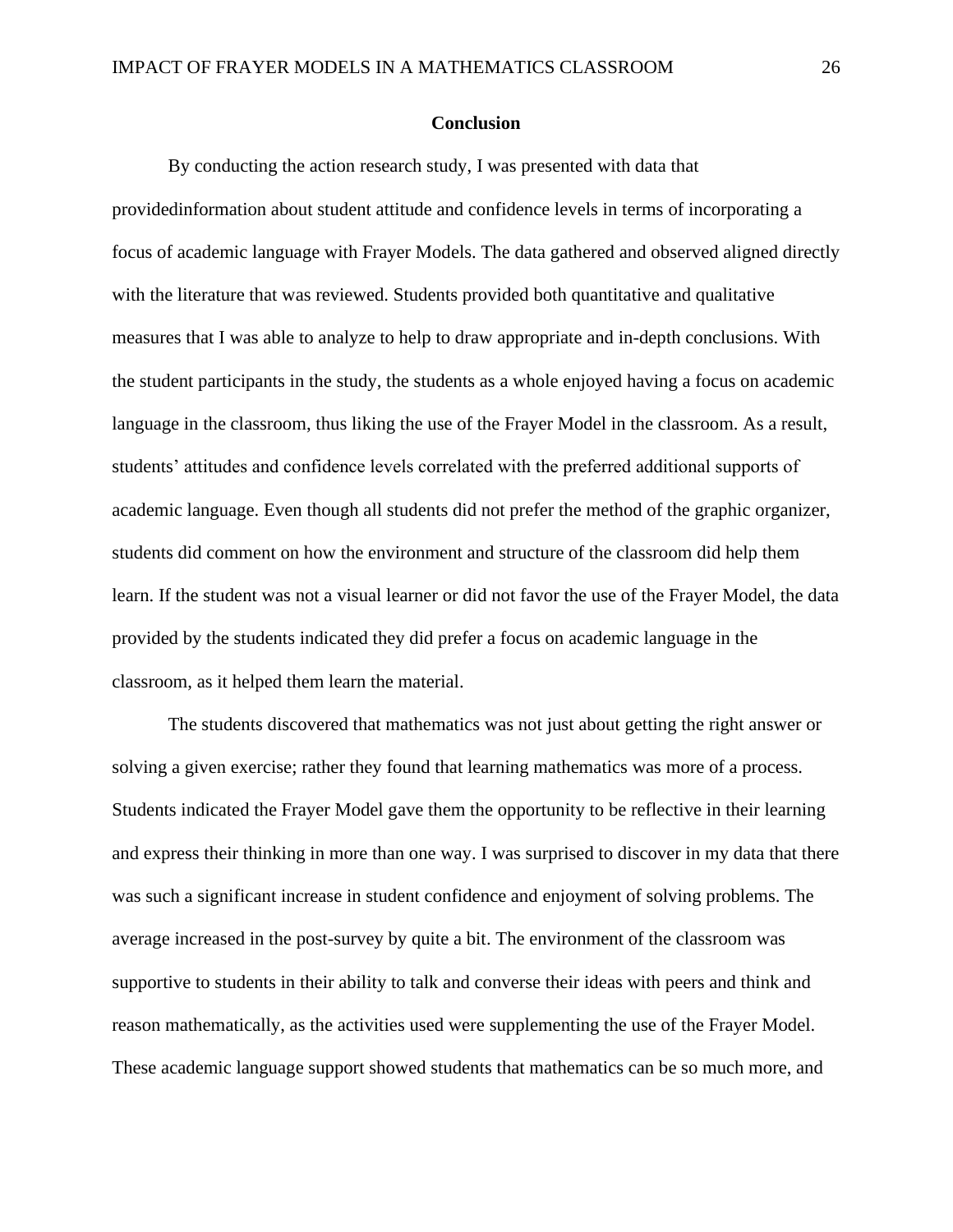## Conclusion

By conducting the action research study, I was presented with data that providedinformation about student attitude and confidence levels in terms of incorporating a focus of academic language with Frayer Models. The data gathered and observed aligned directly with the literature that was reviewed. Students provided both quantitative and qualitative measures that I was able to analyze to help to draw appropriate and in-depth conclusions. With the student participants in the study, the students as a whole enjoyed having a focus on academic language in the classroom, thus liking the use of the Frayer Model in the classroom. As a result, students' attitudes and confidence levels correlated with the preferred additional supports of academic language. Even though all students did not prefer the method of the graphic organizer, students did comment on how the environment and structure of the classroom did help them learn. If the student was not a visual learner or did not favor the use of the Frayer Model, the data provided by the students indicated they did prefer a focus on academic language in the classroom, as it helped them learn the material.

The students discovered that mathematics was not just about getting the right answer or solving a given exercise; rather they found that learning mathematics was more of a process. Students indicated the Frayer Model gave them the opportunity to be reflective in their learning and express their thinking in more than one way. I was surprised to discover in my data that there was such a significant increase in student confidence and enjoyment of solving problems. The average increased in the post-survey by quite a bit. The environment of the classroom was supportive to students in their ability to talk and converse their ideas with peers and think and reason mathematically, as the activities used were supplementing the use of the Frayer Model. These academic language support showed students that mathematics can be so much more, and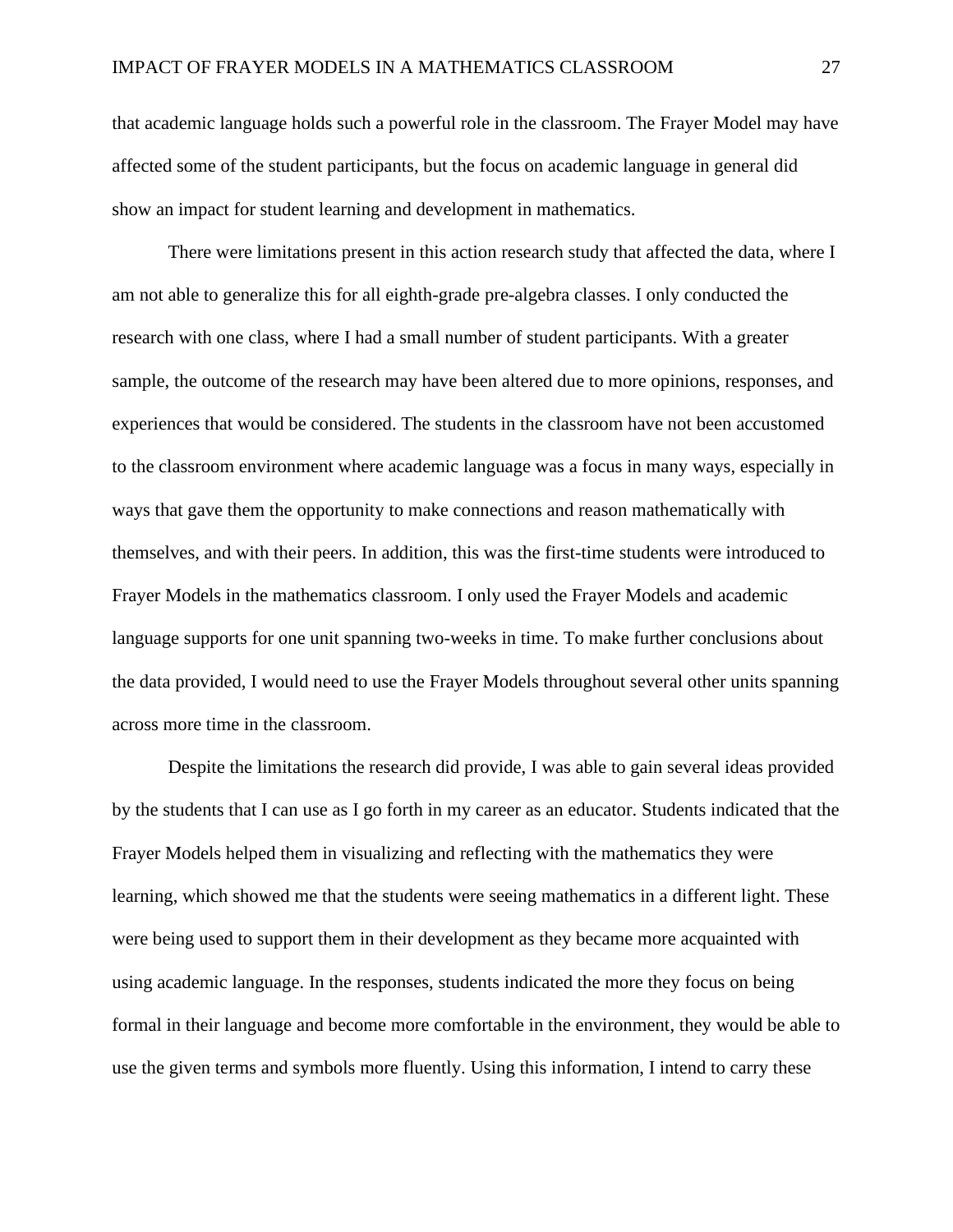that academic language holds such a powerful role in the classroom. The Frayer Model may have affected some of the student participants, but the focus on academic language in general did show an impact for student learning and development in mathematics.

There were limitations present in this action research study that affected the data, where I am not able to generalize this for all eighth-grade pre-algebra classes. I only conducted the research with one class, where I had a small number of student participants. With a greater sample, the outcome of the research may have been altered due to more opinions, responses, and experiences that would be considered. The students in the classroom have not been accustomed to the classroom environment where academic language was a focus in many ways, especially in ways that gave them the opportunity to make connections and reason mathematically with themselves, and with their peers. In addition, this was the first-time students were introduced to Frayer Models in the mathematics classroom. I only used the Frayer Models and academic language supports for one unit spanning two-weeks in time. To make further conclusions about the data provided, I would need to use the Frayer Models throughout several other units spanning across more time in the classroom.

Despite the limitations the research did provide, I was able to gain several ideas provided by the students that I can use as I go forth in my career as an educator. Students indicated that the Frayer Models helped them in visualizing and reflecting with the mathematics they were learning, which showed me that the students were seeing mathematics in a different light. These were being used to support them in their development as they became more acquainted with using academic language. In the responses, students indicated the more they focus on being formal in their language and become more comfortable in the environment, they would be able to use the given terms and symbols more fluently. Using this information, I intend to carry these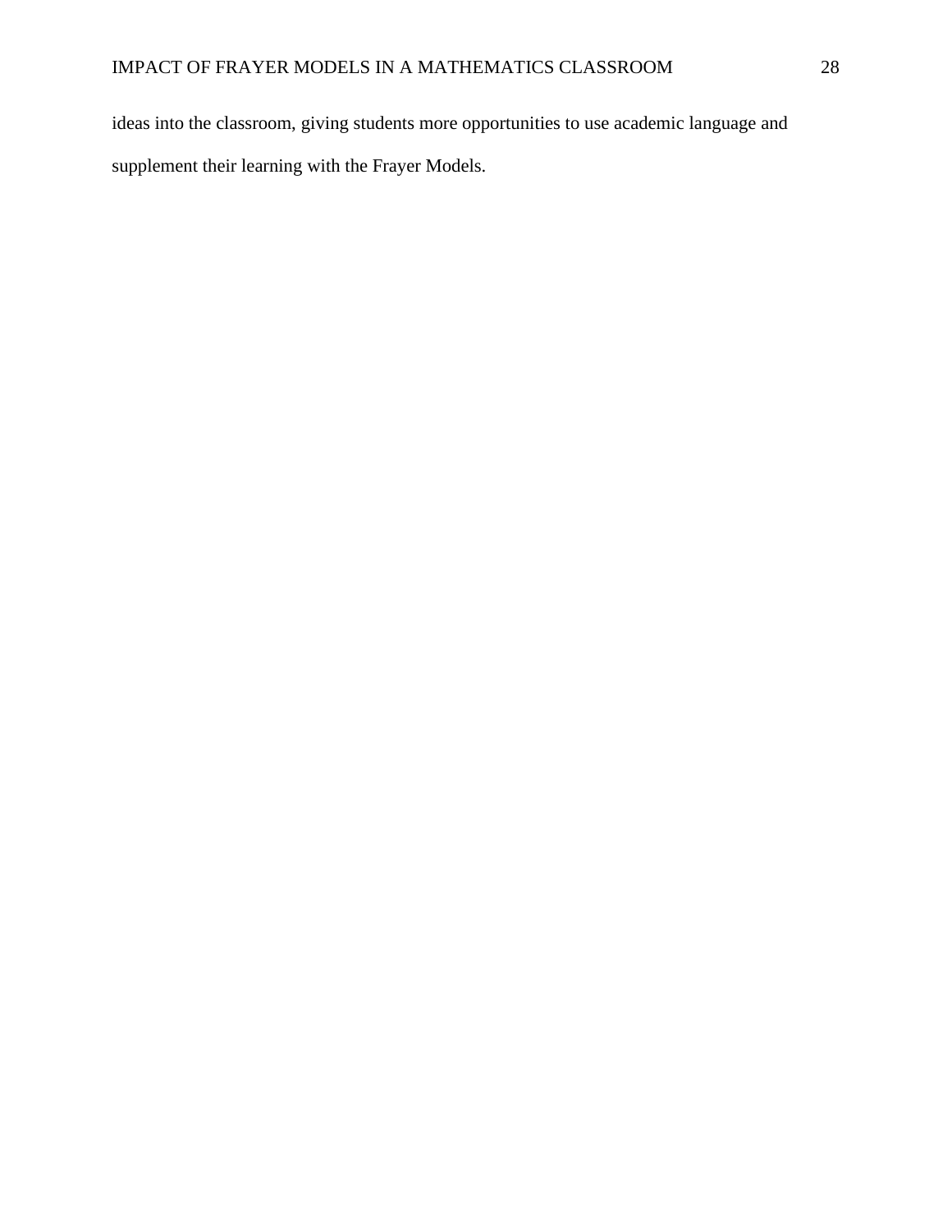ideas into the classroom, giving students more opportunities to use academic language and supplement their learning with the Frayer Models.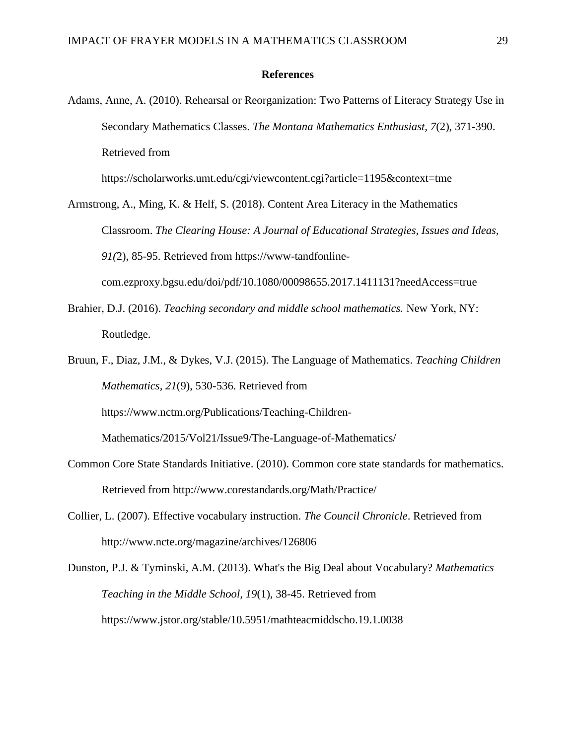## References

Adams, Anne, A. (2010). Rehearsal or Reorganization: Two Patterns of Literacy Strategy Use in Secondary Mathematics Classes. *The Montana Mathematics Enthusiast*, *7*(2), 371-390. Retrieved from https://scholarworks.umt.edu/cgi/viewcontent.cgi?article=1195&context=tme

Armstrong, A., Ming, K. & Helf, S. (2018). Content Area Literacy in the Mathematics Classroom. *The Clearing House: A Journal of Educational Strategies, Issues and Ideas, 91(*2), 85-95. Retrieved from https://www-tandfonline-com.ezproxy.bgsu.edu/doi/pdf/10.1080/00098655.2017.1411131?needAccess=true

Brahier, D.J. (2016). *Teaching secondary and middle school mathematics.* New York, NY: Routledge.

Bruun, F., Diaz, J.M., & Dykes, V.J. (2015). The Language of Mathematics. *Teaching Children Mathematics*, *21*(9), 530-536. Retrieved from https://www.nctm.org/Publications/Teaching-Children-Mathematics/2015/Vol21/Issue9/The-Language-of-Mathematics/

Common Core State Standards Initiative. (2010). Common core state standards for mathematics. Retrieved from http://www.corestandards.org/Math/Practice/

Collier, L. (2007). Effective vocabulary instruction. *The Council Chronicle*. Retrieved from http://www.ncte.org/magazine/archives/126806

Dunston, P.J. & Tyminski, A.M. (2013). What's the Big Deal about Vocabulary? *Mathematics Teaching in the Middle School, 19*(1), 38-45. Retrieved from https://www.jstor.org/stable/10.5951/mathteacmiddscho.19.1.0038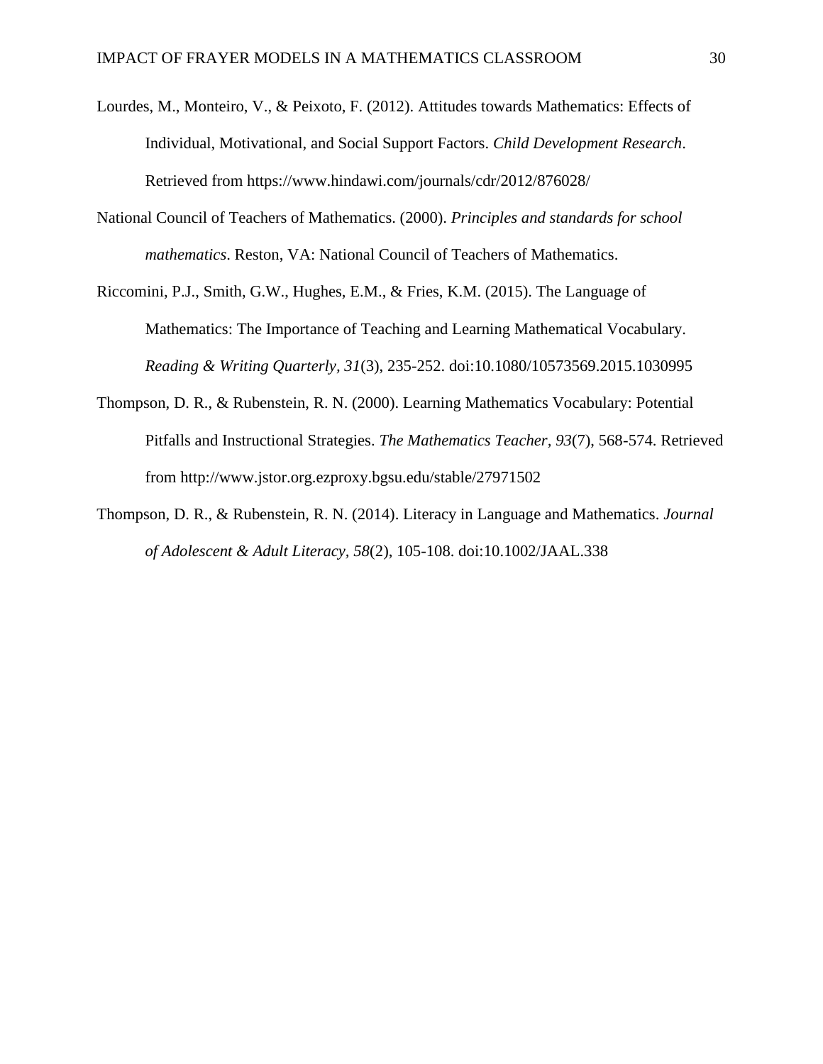Lourdes, M., Monteiro, V., & Peixoto, F. (2012). Attitudes towards Mathematics: Effects of Individual, Motivational, and Social Support Factors. *Child Development Research*. Retrieved from https://www.hindawi.com/journals/cdr/2012/876028/

National Council of Teachers of Mathematics. (2000). *Principles and standards for school mathematics*. Reston, VA: National Council of Teachers of Mathematics.

Riccomini, P.J., Smith, G.W., Hughes, E.M., & Fries, K.M. (2015). The Language of Mathematics: The Importance of Teaching and Learning Mathematical Vocabulary. *Reading & Writing Quarterly, 31*(3), 235-252. doi:10.1080/10573569.2015.1030995

Thompson, D. R., & Rubenstein, R. N. (2000). Learning Mathematics Vocabulary: Potential Pitfalls and Instructional Strategies. *The Mathematics Teacher, 93*(7), 568-574. Retrieved from http://www.jstor.org.ezproxy.bgsu.edu/stable/27971502

Thompson, D. R., & Rubenstein, R. N. (2014). Literacy in Language and Mathematics. *Journal of Adolescent & Adult Literacy, 58*(2), 105-108. doi:10.1002/JAAL.338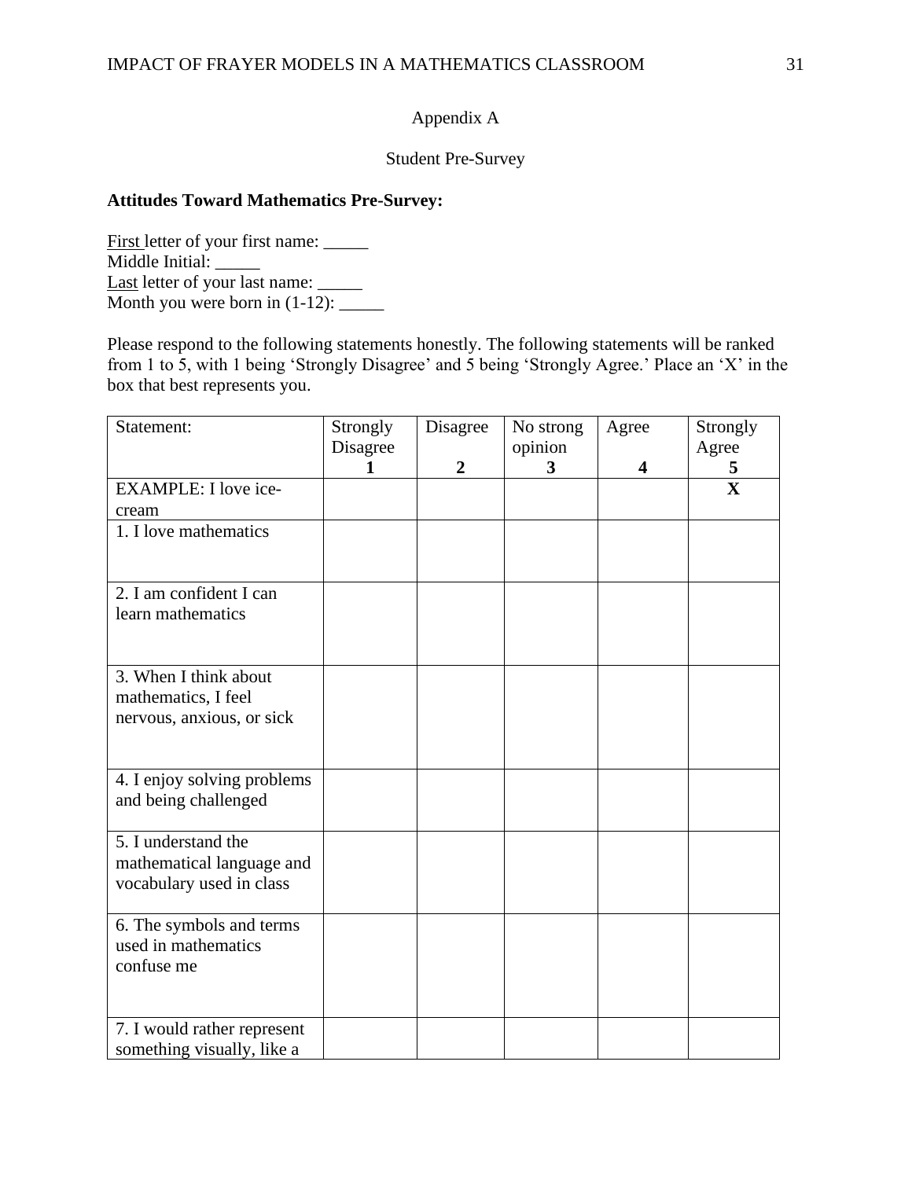Appendix A

Student Pre-Survey

**Attitudes Toward Mathematics Pre-Survey:**

First letter of your first name: _____
Middle Initial: _____
Last letter of your last name: _____
Month you were born in (1-12): _____

Please respond to the following statements honestly. The following statements will be ranked from 1 to 5, with 1 being 'Strongly Disagree' and 5 being 'Strongly Agree.' Place an 'X' in the box that best represents you.

| Statement: | Strongly Disagree **1** | Disagree **2** | No strong opinion **3** | Agree **4** | Strongly Agree **5** |
|---|---|---|---|---|---|
| EXAMPLE: I love ice-cream | | | | | **X** |
| 1. I love mathematics | | | | | |
| 2. I am confident I can learn mathematics | | | | | |
| 3. When I think about mathematics, I feel nervous, anxious, or sick | | | | | |
| 4. I enjoy solving problems and being challenged | | | | | |
| 5. I understand the mathematical language and vocabulary used in class | | | | | |
| 6. The symbols and terms used in mathematics confuse me | | | | | |
| 7. I would rather represent something visually, like a | | | | | |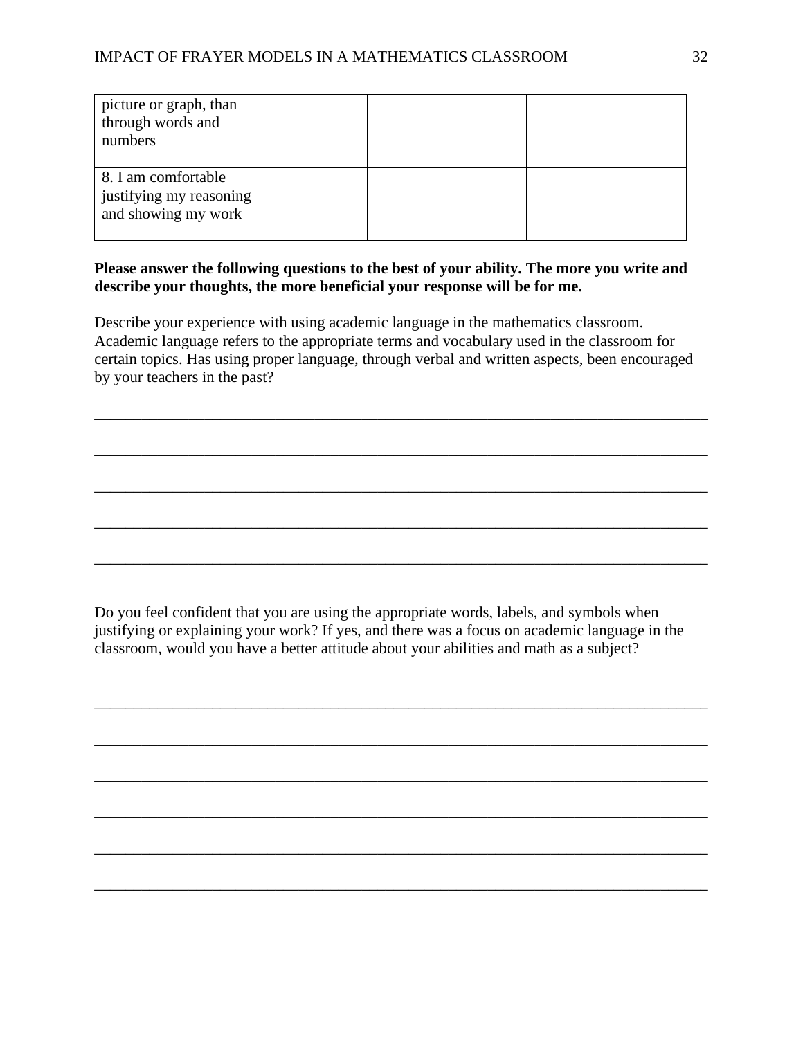| | | | | | |
|---|---|---|---|---|---|
| picture or graph, than through words and numbers | | | | | |
| 8. I am comfortable justifying my reasoning and showing my work | | | | | |

**Please answer the following questions to the best of your ability. The more you write and describe your thoughts, the more beneficial your response will be for me.**

Describe your experience with using academic language in the mathematics classroom. Academic language refers to the appropriate terms and vocabulary used in the classroom for certain topics. Has using proper language, through verbal and written aspects, been encouraged by your teachers in the past?

_______________________________________________________________________________

_______________________________________________________________________________

_______________________________________________________________________________

_______________________________________________________________________________

_______________________________________________________________________________

Do you feel confident that you are using the appropriate words, labels, and symbols when justifying or explaining your work? If yes, and there was a focus on academic language in the classroom, would you have a better attitude about your abilities and math as a subject?

_______________________________________________________________________________

_______________________________________________________________________________

_______________________________________________________________________________

_______________________________________________________________________________

_______________________________________________________________________________

_______________________________________________________________________________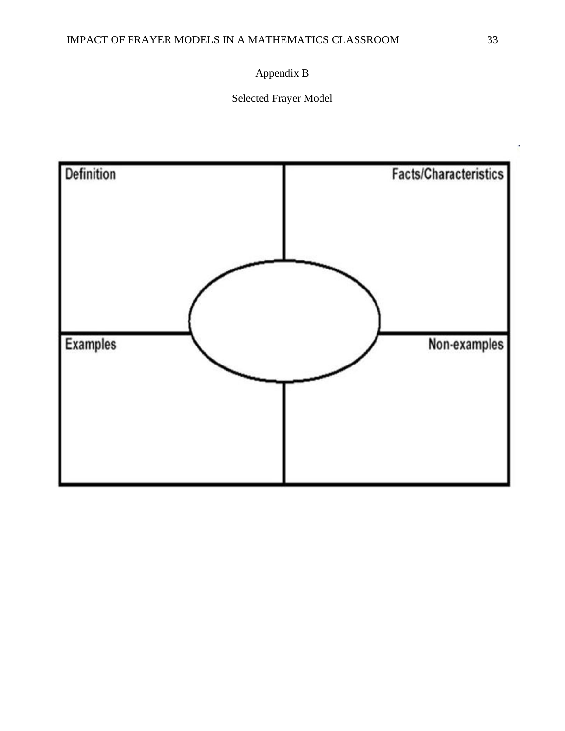Appendix B

Selected Frayer Model

| Definition | Facts/Characteristics |
| --- | --- |
| Examples | Non-examples |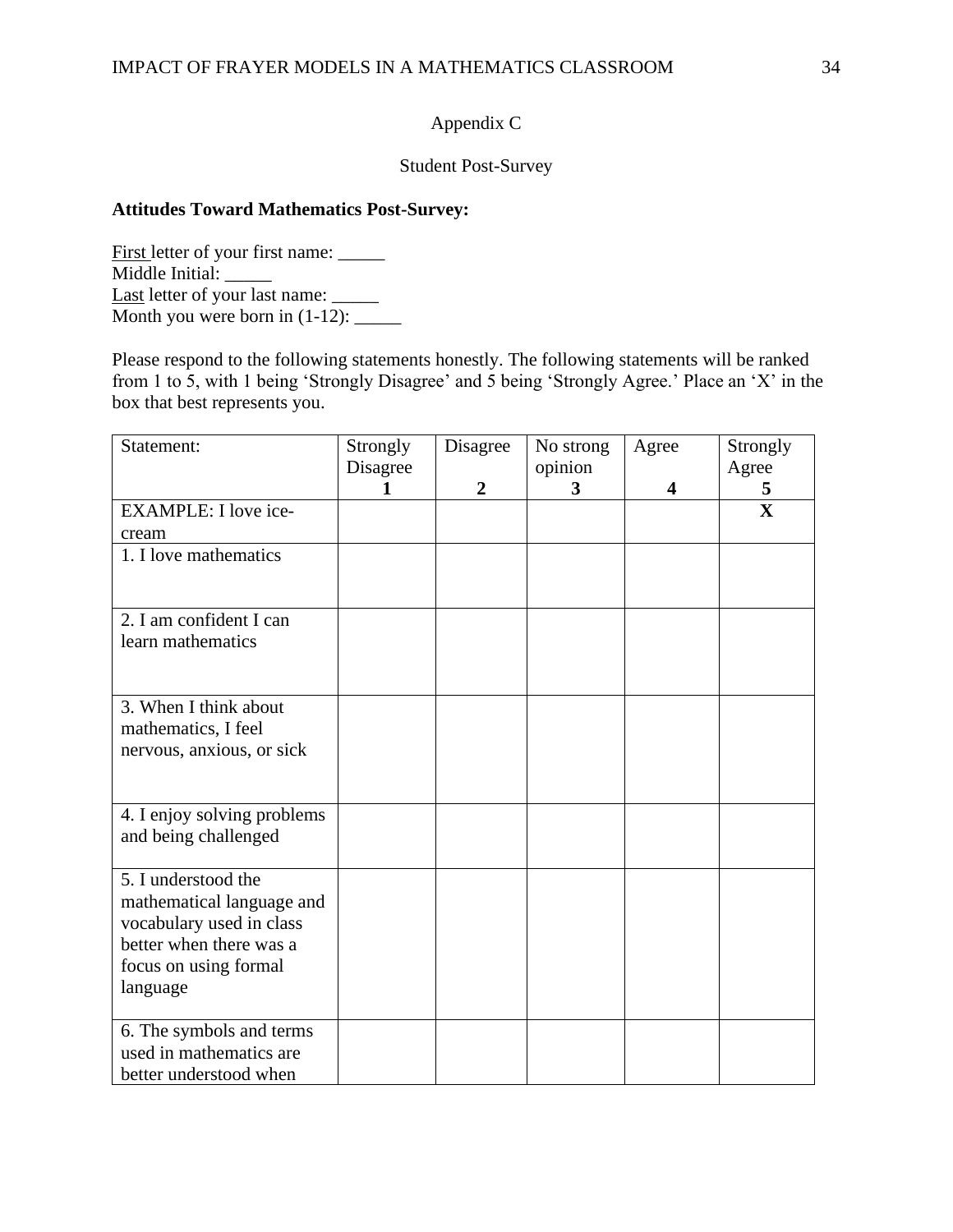Appendix C

Student Post-Survey

**Attitudes Toward Mathematics Post-Survey:**

First letter of your first name: _____
Middle Initial: _____
Last letter of your last name: _____
Month you were born in (1-12): _____

Please respond to the following statements honestly. The following statements will be ranked from 1 to 5, with 1 being 'Strongly Disagree' and 5 being 'Strongly Agree.' Place an 'X' in the box that best represents you.

| Statement: | Strongly Disagree **1** | Disagree **2** | No strong opinion **3** | Agree **4** | Strongly Agree **5** |
|---|---|---|---|---|---|
| EXAMPLE: I love ice-cream | | | | | **X** |
| 1. I love mathematics | | | | | |
| 2. I am confident I can learn mathematics | | | | | |
| 3. When I think about mathematics, I feel nervous, anxious, or sick | | | | | |
| 4. I enjoy solving problems and being challenged | | | | | |
| 5. I understood the mathematical language and vocabulary used in class better when there was a focus on using formal language | | | | | |
| 6. The symbols and terms used in mathematics are better understood when | | | | | |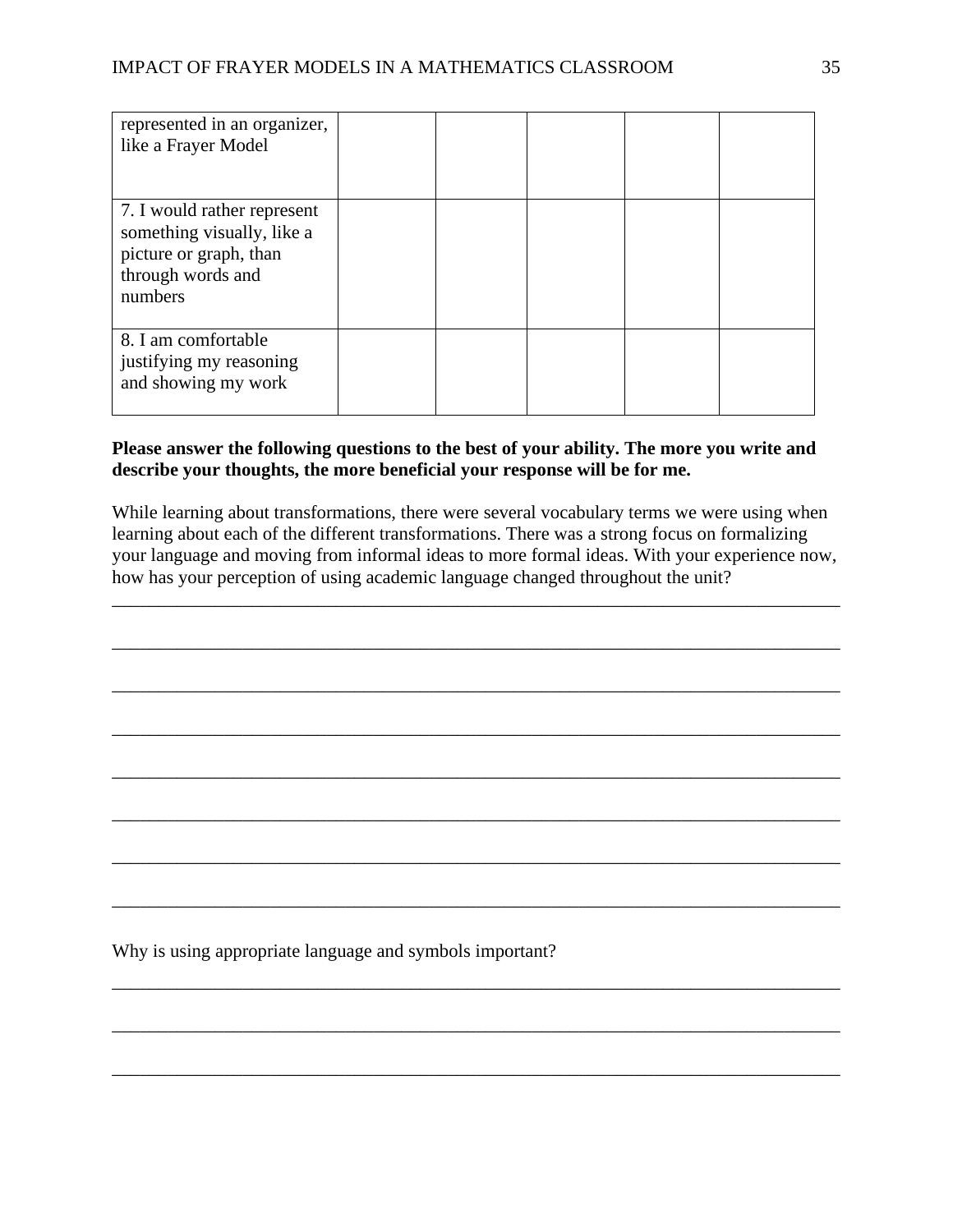| | | | | | |
|---|---|---|---|---|---|
| represented in an organizer, like a Frayer Model | | | | | |
| 7. I would rather represent something visually, like a picture or graph, than through words and numbers | | | | | |
| 8. I am comfortable justifying my reasoning and showing my work | | | | | |

**Please answer the following questions to the best of your ability. The more you write and describe your thoughts, the more beneficial your response will be for me.**

While learning about transformations, there were several vocabulary terms we were using when learning about each of the different transformations. There was a strong focus on formalizing your language and moving from informal ideas to more formal ideas. With your experience now, how has your perception of using academic language changed throughout the unit?

\_\_\_\_\_\_\_\_\_\_\_\_\_\_\_\_\_\_\_\_\_\_\_\_\_\_\_\_\_\_\_\_\_\_\_\_\_\_\_\_\_\_\_\_\_\_\_\_\_\_\_\_\_\_\_\_\_\_\_\_\_\_\_\_\_\_\_\_\_\_\_\_\_\_\_\_

\_\_\_\_\_\_\_\_\_\_\_\_\_\_\_\_\_\_\_\_\_\_\_\_\_\_\_\_\_\_\_\_\_\_\_\_\_\_\_\_\_\_\_\_\_\_\_\_\_\_\_\_\_\_\_\_\_\_\_\_\_\_\_\_\_\_\_\_\_\_\_\_\_\_\_\_

\_\_\_\_\_\_\_\_\_\_\_\_\_\_\_\_\_\_\_\_\_\_\_\_\_\_\_\_\_\_\_\_\_\_\_\_\_\_\_\_\_\_\_\_\_\_\_\_\_\_\_\_\_\_\_\_\_\_\_\_\_\_\_\_\_\_\_\_\_\_\_\_\_\_\_\_

\_\_\_\_\_\_\_\_\_\_\_\_\_\_\_\_\_\_\_\_\_\_\_\_\_\_\_\_\_\_\_\_\_\_\_\_\_\_\_\_\_\_\_\_\_\_\_\_\_\_\_\_\_\_\_\_\_\_\_\_\_\_\_\_\_\_\_\_\_\_\_\_\_\_\_\_

\_\_\_\_\_\_\_\_\_\_\_\_\_\_\_\_\_\_\_\_\_\_\_\_\_\_\_\_\_\_\_\_\_\_\_\_\_\_\_\_\_\_\_\_\_\_\_\_\_\_\_\_\_\_\_\_\_\_\_\_\_\_\_\_\_\_\_\_\_\_\_\_\_\_\_\_

\_\_\_\_\_\_\_\_\_\_\_\_\_\_\_\_\_\_\_\_\_\_\_\_\_\_\_\_\_\_\_\_\_\_\_\_\_\_\_\_\_\_\_\_\_\_\_\_\_\_\_\_\_\_\_\_\_\_\_\_\_\_\_\_\_\_\_\_\_\_\_\_\_\_\_\_

\_\_\_\_\_\_\_\_\_\_\_\_\_\_\_\_\_\_\_\_\_\_\_\_\_\_\_\_\_\_\_\_\_\_\_\_\_\_\_\_\_\_\_\_\_\_\_\_\_\_\_\_\_\_\_\_\_\_\_\_\_\_\_\_\_\_\_\_\_\_\_\_\_\_\_\_

\_\_\_\_\_\_\_\_\_\_\_\_\_\_\_\_\_\_\_\_\_\_\_\_\_\_\_\_\_\_\_\_\_\_\_\_\_\_\_\_\_\_\_\_\_\_\_\_\_\_\_\_\_\_\_\_\_\_\_\_\_\_\_\_\_\_\_\_\_\_\_\_\_\_\_\_

Why is using appropriate language and symbols important?

\_\_\_\_\_\_\_\_\_\_\_\_\_\_\_\_\_\_\_\_\_\_\_\_\_\_\_\_\_\_\_\_\_\_\_\_\_\_\_\_\_\_\_\_\_\_\_\_\_\_\_\_\_\_\_\_\_\_\_\_\_\_\_\_\_\_\_\_\_\_\_\_\_\_\_\_

\_\_\_\_\_\_\_\_\_\_\_\_\_\_\_\_\_\_\_\_\_\_\_\_\_\_\_\_\_\_\_\_\_\_\_\_\_\_\_\_\_\_\_\_\_\_\_\_\_\_\_\_\_\_\_\_\_\_\_\_\_\_\_\_\_\_\_\_\_\_\_\_\_\_\_\_

\_\_\_\_\_\_\_\_\_\_\_\_\_\_\_\_\_\_\_\_\_\_\_\_\_\_\_\_\_\_\_\_\_\_\_\_\_\_\_\_\_\_\_\_\_\_\_\_\_\_\_\_\_\_\_\_\_\_\_\_\_\_\_\_\_\_\_\_\_\_\_\_\_\_\_\_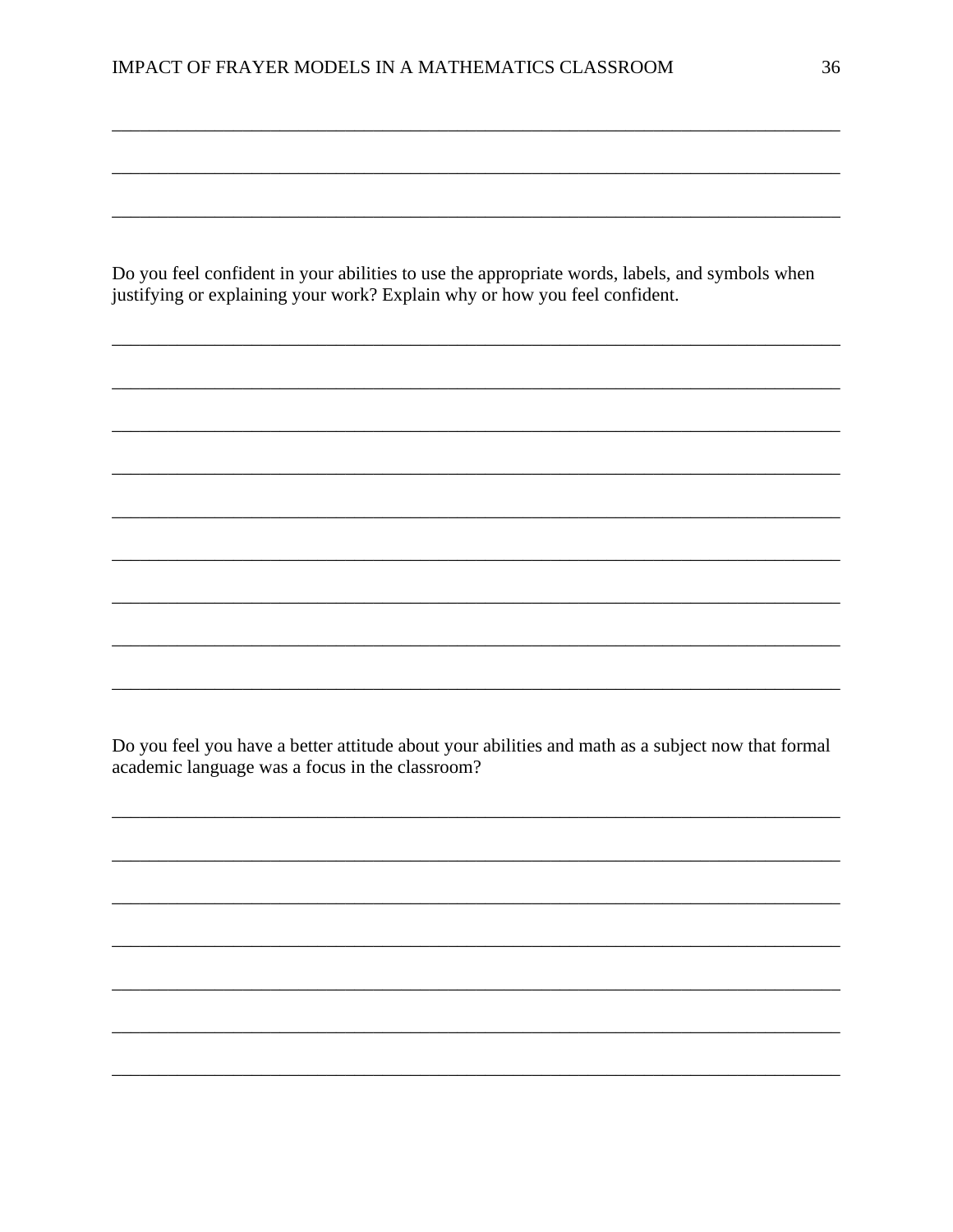\_\_\_\_\_\_\_\_\_\_\_\_\_\_\_\_\_\_\_\_\_\_\_\_\_\_\_\_\_\_\_\_\_\_\_\_\_\_\_\_\_\_\_\_\_\_\_\_\_\_\_\_\_\_\_\_\_\_\_\_\_\_\_\_\_\_\_\_\_\_\_\_\_\_\_\_\_\_

\_\_\_\_\_\_\_\_\_\_\_\_\_\_\_\_\_\_\_\_\_\_\_\_\_\_\_\_\_\_\_\_\_\_\_\_\_\_\_\_\_\_\_\_\_\_\_\_\_\_\_\_\_\_\_\_\_\_\_\_\_\_\_\_\_\_\_\_\_\_\_\_\_\_\_\_\_\_

\_\_\_\_\_\_\_\_\_\_\_\_\_\_\_\_\_\_\_\_\_\_\_\_\_\_\_\_\_\_\_\_\_\_\_\_\_\_\_\_\_\_\_\_\_\_\_\_\_\_\_\_\_\_\_\_\_\_\_\_\_\_\_\_\_\_\_\_\_\_\_\_\_\_\_\_\_\_

Do you feel confident in your abilities to use the appropriate words, labels, and symbols when justifying or explaining your work? Explain why or how you feel confident.

\_\_\_\_\_\_\_\_\_\_\_\_\_\_\_\_\_\_\_\_\_\_\_\_\_\_\_\_\_\_\_\_\_\_\_\_\_\_\_\_\_\_\_\_\_\_\_\_\_\_\_\_\_\_\_\_\_\_\_\_\_\_\_\_\_\_\_\_\_\_\_\_\_\_\_\_\_\_

\_\_\_\_\_\_\_\_\_\_\_\_\_\_\_\_\_\_\_\_\_\_\_\_\_\_\_\_\_\_\_\_\_\_\_\_\_\_\_\_\_\_\_\_\_\_\_\_\_\_\_\_\_\_\_\_\_\_\_\_\_\_\_\_\_\_\_\_\_\_\_\_\_\_\_\_\_\_

\_\_\_\_\_\_\_\_\_\_\_\_\_\_\_\_\_\_\_\_\_\_\_\_\_\_\_\_\_\_\_\_\_\_\_\_\_\_\_\_\_\_\_\_\_\_\_\_\_\_\_\_\_\_\_\_\_\_\_\_\_\_\_\_\_\_\_\_\_\_\_\_\_\_\_\_\_\_

\_\_\_\_\_\_\_\_\_\_\_\_\_\_\_\_\_\_\_\_\_\_\_\_\_\_\_\_\_\_\_\_\_\_\_\_\_\_\_\_\_\_\_\_\_\_\_\_\_\_\_\_\_\_\_\_\_\_\_\_\_\_\_\_\_\_\_\_\_\_\_\_\_\_\_\_\_\_

\_\_\_\_\_\_\_\_\_\_\_\_\_\_\_\_\_\_\_\_\_\_\_\_\_\_\_\_\_\_\_\_\_\_\_\_\_\_\_\_\_\_\_\_\_\_\_\_\_\_\_\_\_\_\_\_\_\_\_\_\_\_\_\_\_\_\_\_\_\_\_\_\_\_\_\_\_\_

\_\_\_\_\_\_\_\_\_\_\_\_\_\_\_\_\_\_\_\_\_\_\_\_\_\_\_\_\_\_\_\_\_\_\_\_\_\_\_\_\_\_\_\_\_\_\_\_\_\_\_\_\_\_\_\_\_\_\_\_\_\_\_\_\_\_\_\_\_\_\_\_\_\_\_\_\_\_

\_\_\_\_\_\_\_\_\_\_\_\_\_\_\_\_\_\_\_\_\_\_\_\_\_\_\_\_\_\_\_\_\_\_\_\_\_\_\_\_\_\_\_\_\_\_\_\_\_\_\_\_\_\_\_\_\_\_\_\_\_\_\_\_\_\_\_\_\_\_\_\_\_\_\_\_\_\_

\_\_\_\_\_\_\_\_\_\_\_\_\_\_\_\_\_\_\_\_\_\_\_\_\_\_\_\_\_\_\_\_\_\_\_\_\_\_\_\_\_\_\_\_\_\_\_\_\_\_\_\_\_\_\_\_\_\_\_\_\_\_\_\_\_\_\_\_\_\_\_\_\_\_\_\_\_\_

\_\_\_\_\_\_\_\_\_\_\_\_\_\_\_\_\_\_\_\_\_\_\_\_\_\_\_\_\_\_\_\_\_\_\_\_\_\_\_\_\_\_\_\_\_\_\_\_\_\_\_\_\_\_\_\_\_\_\_\_\_\_\_\_\_\_\_\_\_\_\_\_\_\_\_\_\_\_

Do you feel you have a better attitude about your abilities and math as a subject now that formal academic language was a focus in the classroom?

\_\_\_\_\_\_\_\_\_\_\_\_\_\_\_\_\_\_\_\_\_\_\_\_\_\_\_\_\_\_\_\_\_\_\_\_\_\_\_\_\_\_\_\_\_\_\_\_\_\_\_\_\_\_\_\_\_\_\_\_\_\_\_\_\_\_\_\_\_\_\_\_\_\_\_\_\_\_

\_\_\_\_\_\_\_\_\_\_\_\_\_\_\_\_\_\_\_\_\_\_\_\_\_\_\_\_\_\_\_\_\_\_\_\_\_\_\_\_\_\_\_\_\_\_\_\_\_\_\_\_\_\_\_\_\_\_\_\_\_\_\_\_\_\_\_\_\_\_\_\_\_\_\_\_\_\_

\_\_\_\_\_\_\_\_\_\_\_\_\_\_\_\_\_\_\_\_\_\_\_\_\_\_\_\_\_\_\_\_\_\_\_\_\_\_\_\_\_\_\_\_\_\_\_\_\_\_\_\_\_\_\_\_\_\_\_\_\_\_\_\_\_\_\_\_\_\_\_\_\_\_\_\_\_\_

\_\_\_\_\_\_\_\_\_\_\_\_\_\_\_\_\_\_\_\_\_\_\_\_\_\_\_\_\_\_\_\_\_\_\_\_\_\_\_\_\_\_\_\_\_\_\_\_\_\_\_\_\_\_\_\_\_\_\_\_\_\_\_\_\_\_\_\_\_\_\_\_\_\_\_\_\_\_

\_\_\_\_\_\_\_\_\_\_\_\_\_\_\_\_\_\_\_\_\_\_\_\_\_\_\_\_\_\_\_\_\_\_\_\_\_\_\_\_\_\_\_\_\_\_\_\_\_\_\_\_\_\_\_\_\_\_\_\_\_\_\_\_\_\_\_\_\_\_\_\_\_\_\_\_\_\_

\_\_\_\_\_\_\_\_\_\_\_\_\_\_\_\_\_\_\_\_\_\_\_\_\_\_\_\_\_\_\_\_\_\_\_\_\_\_\_\_\_\_\_\_\_\_\_\_\_\_\_\_\_\_\_\_\_\_\_\_\_\_\_\_\_\_\_\_\_\_\_\_\_\_\_\_\_\_

\_\_\_\_\_\_\_\_\_\_\_\_\_\_\_\_\_\_\_\_\_\_\_\_\_\_\_\_\_\_\_\_\_\_\_\_\_\_\_\_\_\_\_\_\_\_\_\_\_\_\_\_\_\_\_\_\_\_\_\_\_\_\_\_\_\_\_\_\_\_\_\_\_\_\_\_\_\_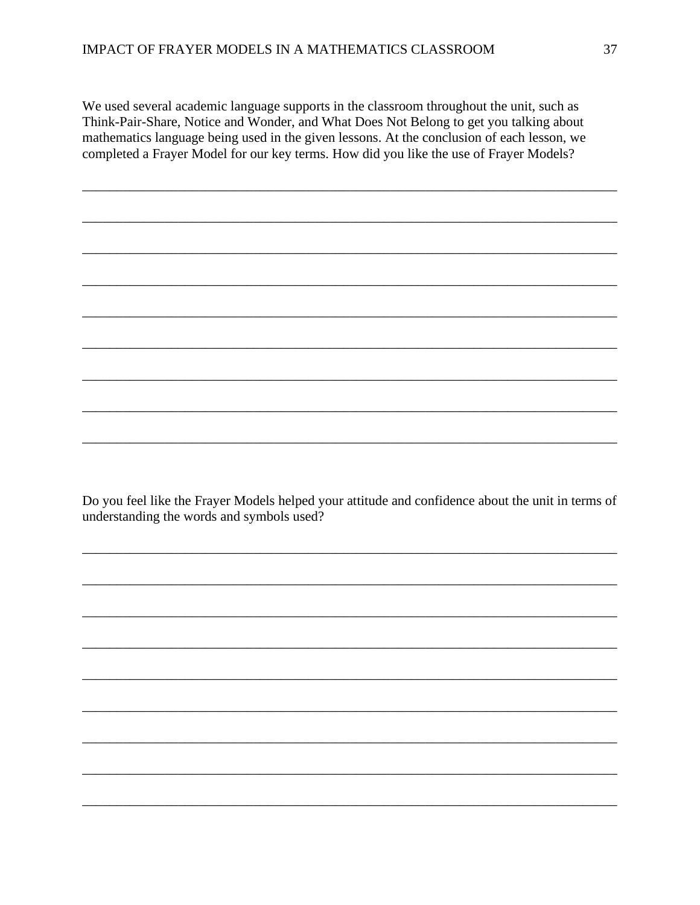We used several academic language supports in the classroom throughout the unit, such as Think-Pair-Share, Notice and Wonder, and What Does Not Belong to get you talking about mathematics language being used in the given lessons. At the conclusion of each lesson, we completed a Frayer Model for our key terms. How did you like the use of Frayer Models?

______________________________________________________________________________

______________________________________________________________________________

______________________________________________________________________________

______________________________________________________________________________

______________________________________________________________________________

______________________________________________________________________________

______________________________________________________________________________

______________________________________________________________________________

______________________________________________________________________________

Do you feel like the Frayer Models helped your attitude and confidence about the unit in terms of understanding the words and symbols used?

______________________________________________________________________________

______________________________________________________________________________

______________________________________________________________________________

______________________________________________________________________________

______________________________________________________________________________

______________________________________________________________________________

______________________________________________________________________________

______________________________________________________________________________

______________________________________________________________________________